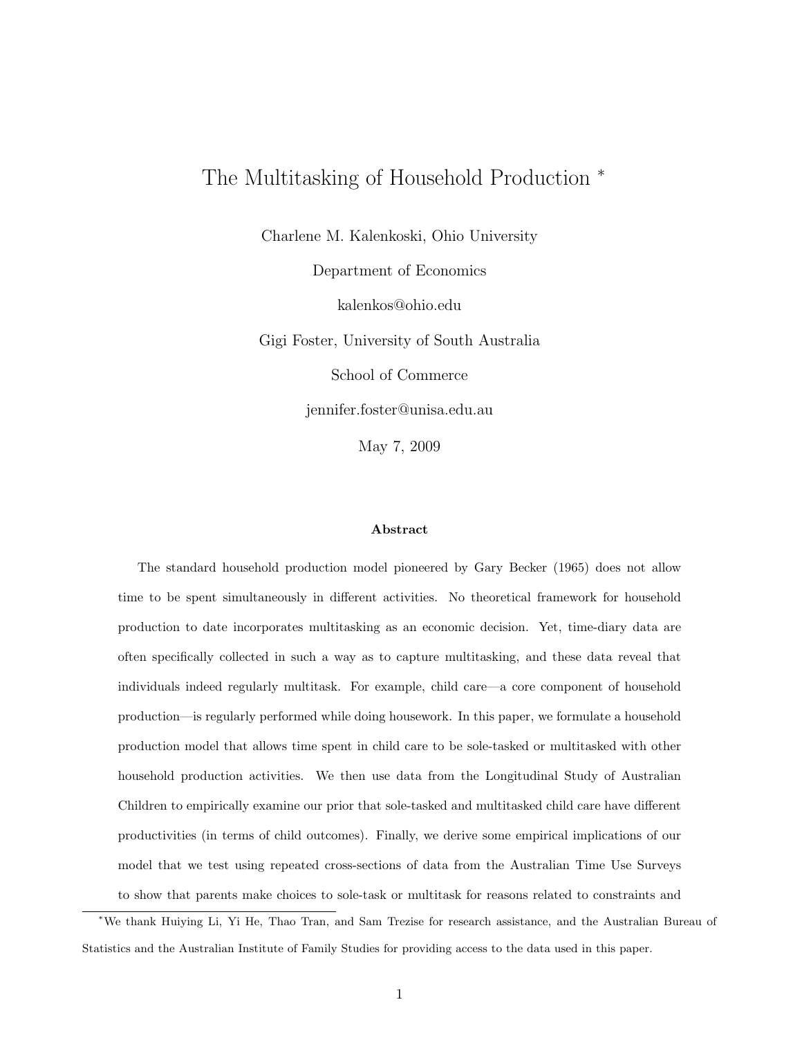# The Multitasking of Household Production [*]

Charlene M. Kalenkoski, Ohio University

Department of Economics

kalenkos@ohio.edu

Gigi Foster, University of South Australia

School of Commerce

jennifer.foster@unisa.edu.au

May 7, 2009

### Abstract

The standard household production model pioneered by Gary Becker (1965) does not allow time to be spent simultaneously in different activities. No theoretical framework for household production to date incorporates multitasking as an economic decision. Yet, time-diary data are often specifically collected in such a way as to capture multitasking, and these data reveal that individuals indeed regularly multitask. For example, child care—a core component of household production—is regularly performed while doing housework. In this paper, we formulate a household production model that allows time spent in child care to be sole-tasked or multitasked with other household production activities. We then use data from the Longitudinal Study of Australian Children to empirically examine our prior that sole-tasked and multitasked child care have different productivities (in terms of child outcomes). Finally, we derive some empirical implications of our model that we test using repeated cross-sections of data from the Australian Time Use Surveys to show that parents make choices to sole-task or multitask for reasons related to constraints and

[*] We thank Huiying Li, Yi He, Thao Tran, and Sam Trezise for research assistance, and the Australian Bureau of Statistics and the Australian Institute of Family Studies for providing access to the data used in this paper.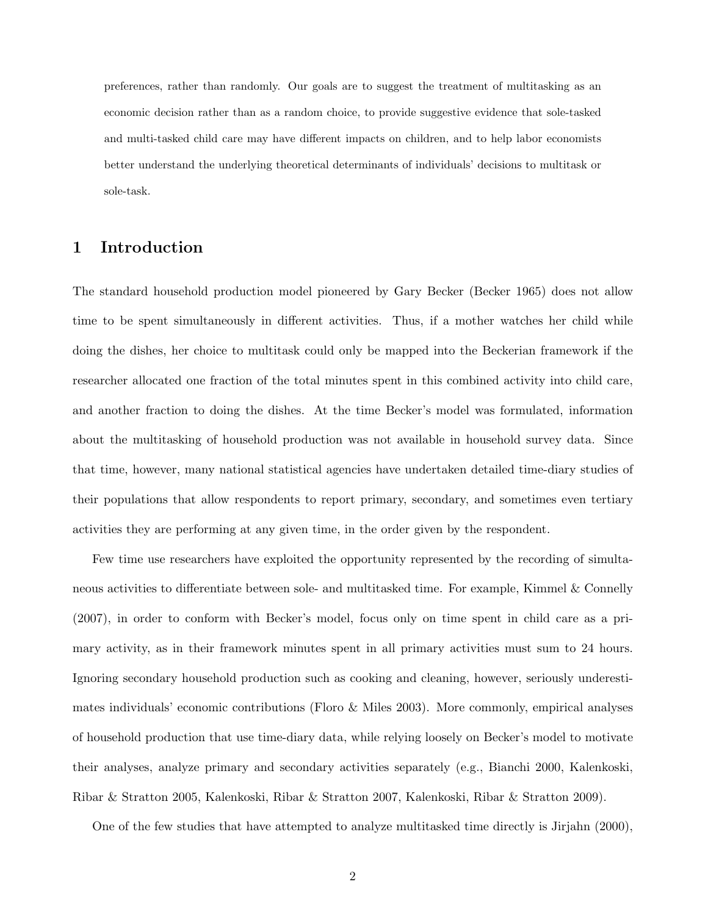preferences, rather than randomly. Our goals are to suggest the treatment of multitasking as an economic decision rather than as a random choice, to provide suggestive evidence that sole-tasked and multi-tasked child care may have different impacts on children, and to help labor economists better understand the underlying theoretical determinants of individuals' decisions to multitask or sole-task.

## 1 Introduction

The standard household production model pioneered by Gary Becker (Becker 1965) does not allow time to be spent simultaneously in different activities. Thus, if a mother watches her child while doing the dishes, her choice to multitask could only be mapped into the Beckerian framework if the researcher allocated one fraction of the total minutes spent in this combined activity into child care, and another fraction to doing the dishes. At the time Becker's model was formulated, information about the multitasking of household production was not available in household survey data. Since that time, however, many national statistical agencies have undertaken detailed time-diary studies of their populations that allow respondents to report primary, secondary, and sometimes even tertiary activities they are performing at any given time, in the order given by the respondent.

Few time use researchers have exploited the opportunity represented by the recording of simultaneous activities to differentiate between sole- and multitasked time. For example, Kimmel & Connelly (2007), in order to conform with Becker's model, focus only on time spent in child care as a primary activity, as in their framework minutes spent in all primary activities must sum to 24 hours. Ignoring secondary household production such as cooking and cleaning, however, seriously underestimates individuals' economic contributions (Floro & Miles 2003). More commonly, empirical analyses of household production that use time-diary data, while relying loosely on Becker's model to motivate their analyses, analyze primary and secondary activities separately (e.g., Bianchi 2000, Kalenkoski, Ribar & Stratton 2005, Kalenkoski, Ribar & Stratton 2007, Kalenkoski, Ribar & Stratton 2009).

One of the few studies that have attempted to analyze multitasked time directly is Jirjahn (2000),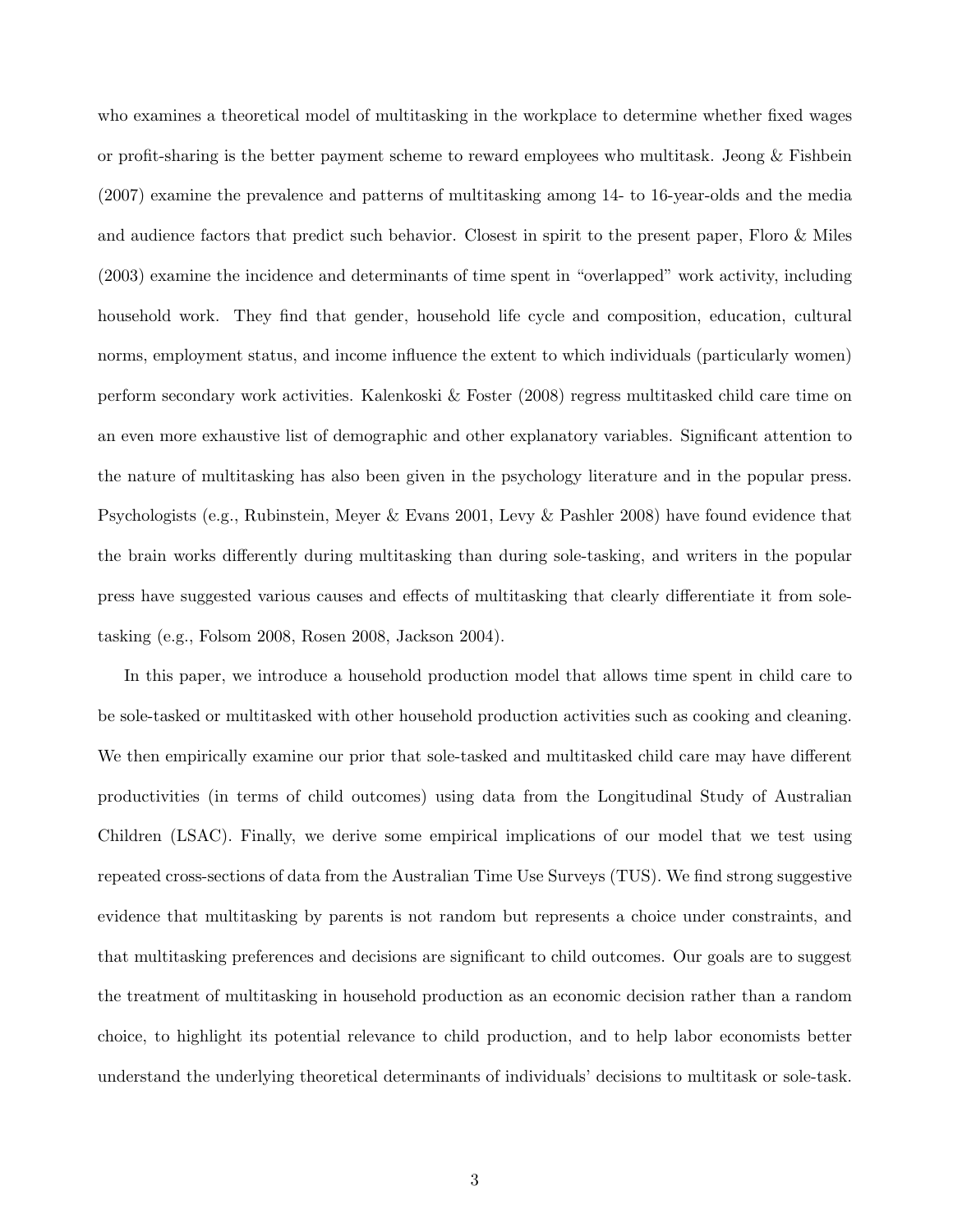who examines a theoretical model of multitasking in the workplace to determine whether fixed wages or profit-sharing is the better payment scheme to reward employees who multitask. Jeong & Fishbein (2007) examine the prevalence and patterns of multitasking among 14- to 16-year-olds and the media and audience factors that predict such behavior. Closest in spirit to the present paper, Floro & Miles (2003) examine the incidence and determinants of time spent in "overlapped" work activity, including household work. They find that gender, household life cycle and composition, education, cultural norms, employment status, and income influence the extent to which individuals (particularly women) perform secondary work activities. Kalenkoski & Foster (2008) regress multitasked child care time on an even more exhaustive list of demographic and other explanatory variables. Significant attention to the nature of multitasking has also been given in the psychology literature and in the popular press. Psychologists (e.g., Rubinstein, Meyer & Evans 2001, Levy & Pashler 2008) have found evidence that the brain works differently during multitasking than during sole-tasking, and writers in the popular press have suggested various causes and effects of multitasking that clearly differentiate it from sole-tasking (e.g., Folsom 2008, Rosen 2008, Jackson 2004).

In this paper, we introduce a household production model that allows time spent in child care to be sole-tasked or multitasked with other household production activities such as cooking and cleaning. We then empirically examine our prior that sole-tasked and multitasked child care may have different productivities (in terms of child outcomes) using data from the Longitudinal Study of Australian Children (LSAC). Finally, we derive some empirical implications of our model that we test using repeated cross-sections of data from the Australian Time Use Surveys (TUS). We find strong suggestive evidence that multitasking by parents is not random but represents a choice under constraints, and that multitasking preferences and decisions are significant to child outcomes. Our goals are to suggest the treatment of multitasking in household production as an economic decision rather than a random choice, to highlight its potential relevance to child production, and to help labor economists better understand the underlying theoretical determinants of individuals' decisions to multitask or sole-task.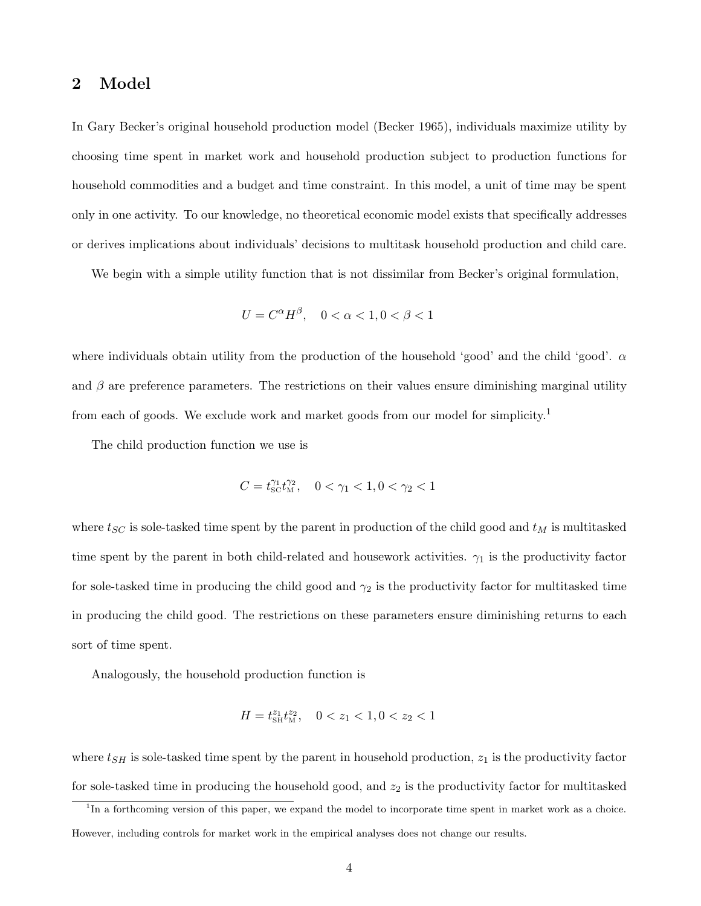## 2 Model

In Gary Becker's original household production model (Becker 1965), individuals maximize utility by choosing time spent in market work and household production subject to production functions for household commodities and a budget and time constraint. In this model, a unit of time may be spent only in one activity. To our knowledge, no theoretical economic model exists that specifically addresses or derives implications about individuals' decisions to multitask household production and child care.

We begin with a simple utility function that is not dissimilar from Becker's original formulation,

$$U = C^{\alpha} H^{\beta}, \quad 0 < \alpha < 1, 0 < \beta < 1$$

where individuals obtain utility from the production of the household 'good' and the child 'good'. $\alpha$ and $\beta$ are preference parameters. The restrictions on their values ensure diminishing marginal utility from each of goods. We exclude work and market goods from our model for simplicity.[1]

The child production function we use is

$$C = t_{\mathrm{SC}}^{\gamma_1} t_{\mathrm{M}}^{\gamma_2}, \quad 0 < \gamma_1 < 1, 0 < \gamma_2 < 1$$

where $t_{SC}$ is sole-tasked time spent by the parent in production of the child good and $t_M$ is multitasked time spent by the parent in both child-related and housework activities. $\gamma_1$ is the productivity factor for sole-tasked time in producing the child good and $\gamma_2$ is the productivity factor for multitasked time in producing the child good. The restrictions on these parameters ensure diminishing returns to each sort of time spent.

Analogously, the household production function is

$$H = t_{\mathrm{SH}}^{z_1} t_{\mathrm{M}}^{z_2}, \quad 0 < z_1 < 1, 0 < z_2 < 1$$

where $t_{SH}$ is sole-tasked time spent by the parent in household production, $z_1$ is the productivity factor for sole-tasked time in producing the household good, and $z_2$ is the productivity factor for multitasked

[1] In a forthcoming version of this paper, we expand the model to incorporate time spent in market work as a choice. However, including controls for market work in the empirical analyses does not change our results.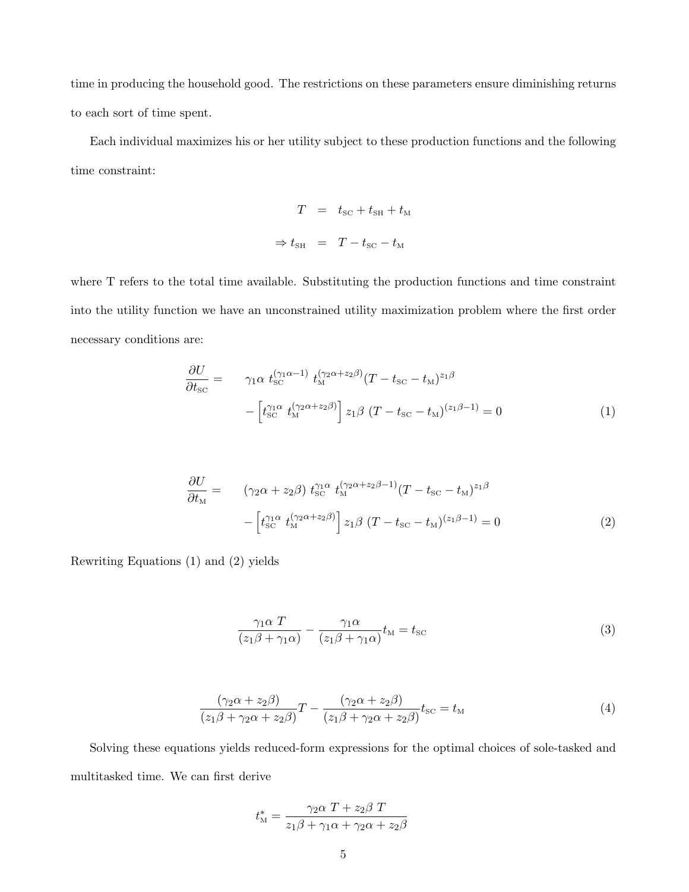time in producing the household good. The restrictions on these parameters ensure diminishing returns to each sort of time spent.

Each individual maximizes his or her utility subject to these production functions and the following time constraint:

$$
\begin{aligned}
T &= t_{\text{SC}} + t_{\text{SH}} + t_{\text{M}} \\
\Rightarrow t_{\text{SH}} &= T - t_{\text{SC}} - t_{\text{M}}
\end{aligned}
$$

where T refers to the total time available. Substituting the production functions and time constraint into the utility function we have an unconstrained utility maximization problem where the first order necessary conditions are:

$$
\begin{aligned}
\frac{\partial U}{\partial t_{\text{SC}}} = \quad & \gamma_1\alpha \; t_{\text{SC}}^{(\gamma_1\alpha-1)} \; t_{\text{M}}^{(\gamma_2\alpha+z_2\beta)}(T - t_{\text{SC}} - t_{\text{M}})^{z_1\beta} \\
& - \left[t_{\text{SC}}^{\gamma_1\alpha} \; t_{\text{M}}^{(\gamma_2\alpha+z_2\beta)}\right] z_1\beta \; (T - t_{\text{SC}} - t_{\text{M}})^{(z_1\beta-1)} = 0
\end{aligned} \tag{1}
$$

$$
\begin{aligned}
\frac{\partial U}{\partial t_{\text{M}}} = \quad & (\gamma_2\alpha + z_2\beta) \; t_{\text{SC}}^{\gamma_1\alpha} \; t_{\text{M}}^{(\gamma_2\alpha+z_2\beta-1)}(T - t_{\text{SC}} - t_{\text{M}})^{z_1\beta} \\
& - \left[t_{\text{SC}}^{\gamma_1\alpha} \; t_{\text{M}}^{(\gamma_2\alpha+z_2\beta)}\right] z_1\beta \; (T - t_{\text{SC}} - t_{\text{M}})^{(z_1\beta-1)} = 0
\end{aligned} \tag{2}
$$

Rewriting Equations (1) and (2) yields

$$
\frac{\gamma_1\alpha \; T}{(z_1\beta + \gamma_1\alpha)} - \frac{\gamma_1\alpha}{(z_1\beta + \gamma_1\alpha)} t_{\text{M}} = t_{\text{SC}} \tag{3}
$$

$$
\frac{(\gamma_2\alpha + z_2\beta)}{(z_1\beta + \gamma_2\alpha + z_2\beta)} T - \frac{(\gamma_2\alpha + z_2\beta)}{(z_1\beta + \gamma_2\alpha + z_2\beta)} t_{\text{SC}} = t_{\text{M}} \tag{4}
$$

Solving these equations yields reduced-form expressions for the optimal choices of sole-tasked and multitasked time. We can first derive

$$
t_{\text{M}}^{*} = \frac{\gamma_2\alpha \; T + z_2\beta \; T}{z_1\beta + \gamma_1\alpha + \gamma_2\alpha + z_2\beta}
$$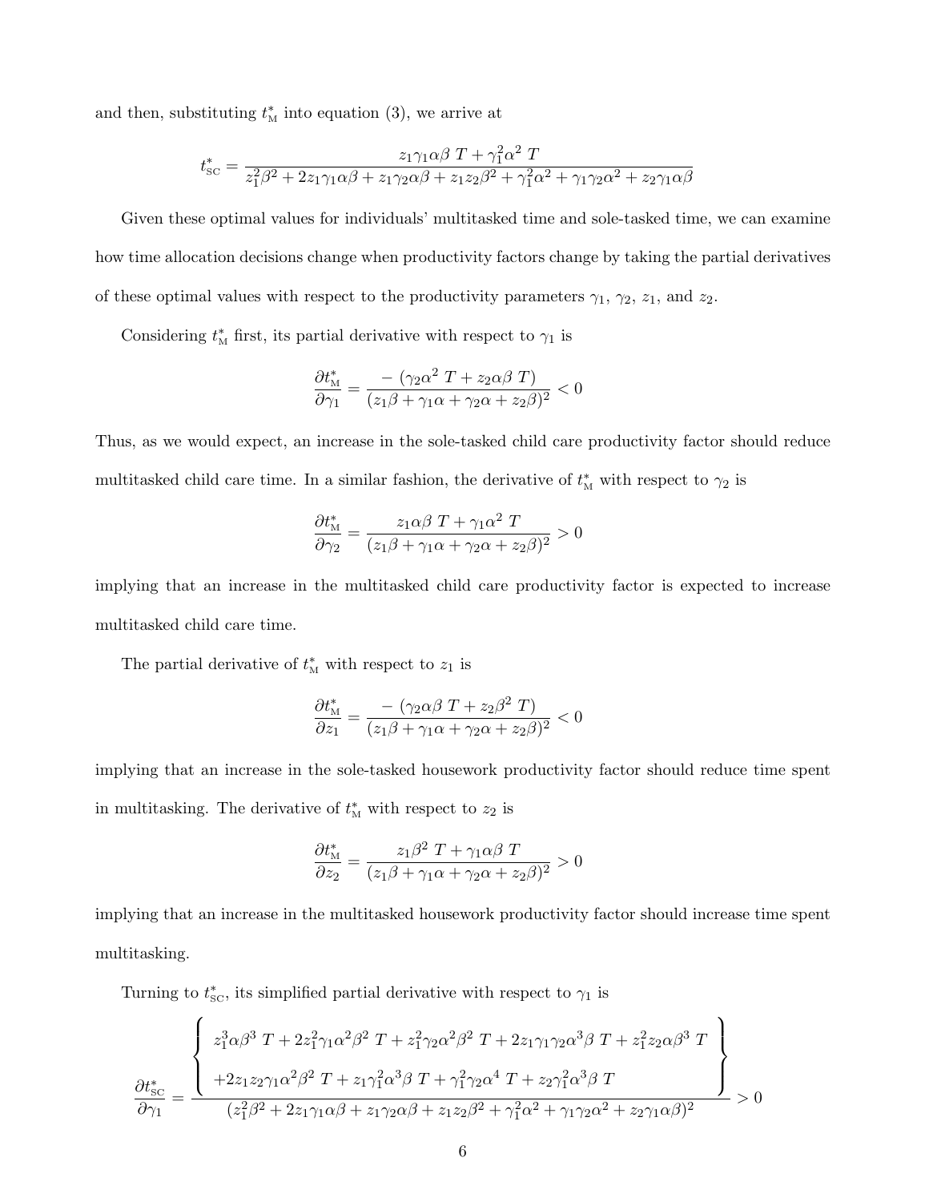and then, substituting $t^*_{\text{M}}$ into equation (3), we arrive at

$$t^*_{\text{SC}} = \frac{z_1\gamma_1\alpha\beta\ T + \gamma_1^2\alpha^2\ T}{z_1^2\beta^2 + 2z_1\gamma_1\alpha\beta + z_1\gamma_2\alpha\beta + z_1z_2\beta^2 + \gamma_1^2\alpha^2 + \gamma_1\gamma_2\alpha^2 + z_2\gamma_1\alpha\beta}$$

Given these optimal values for individuals' multitasked time and sole-tasked time, we can examine how time allocation decisions change when productivity factors change by taking the partial derivatives of these optimal values with respect to the productivity parameters $\gamma_1$, $\gamma_2$, $z_1$, and $z_2$.

Considering $t^*_{\text{M}}$ first, its partial derivative with respect to $\gamma_1$ is

$$\frac{\partial t^*_{\text{M}}}{\partial \gamma_1} = \frac{-\left(\gamma_2\alpha^2\ T + z_2\alpha\beta\ T\right)}{(z_1\beta + \gamma_1\alpha + \gamma_2\alpha + z_2\beta)^2} < 0$$

Thus, as we would expect, an increase in the sole-tasked child care productivity factor should reduce multitasked child care time. In a similar fashion, the derivative of $t^*_{\text{M}}$ with respect to $\gamma_2$ is

$$\frac{\partial t^*_{\text{M}}}{\partial \gamma_2} = \frac{z_1\alpha\beta\ T + \gamma_1\alpha^2\ T}{(z_1\beta + \gamma_1\alpha + \gamma_2\alpha + z_2\beta)^2} > 0$$

implying that an increase in the multitasked child care productivity factor is expected to increase multitasked child care time.

The partial derivative of $t^*_{\text{M}}$ with respect to $z_1$ is

$$\frac{\partial t^*_{\text{M}}}{\partial z_1} = \frac{-\left(\gamma_2\alpha\beta\ T + z_2\beta^2\ T\right)}{(z_1\beta + \gamma_1\alpha + \gamma_2\alpha + z_2\beta)^2} < 0$$

implying that an increase in the sole-tasked housework productivity factor should reduce time spent in multitasking. The derivative of $t^*_{\text{M}}$ with respect to $z_2$ is

$$\frac{\partial t^*_{\text{M}}}{\partial z_2} = \frac{z_1\beta^2\ T + \gamma_1\alpha\beta\ T}{(z_1\beta + \gamma_1\alpha + \gamma_2\alpha + z_2\beta)^2} > 0$$

implying that an increase in the multitasked housework productivity factor should increase time spent multitasking.

Turning to $t^*_{\text{SC}}$, its simplified partial derivative with respect to $\gamma_1$ is

$$\frac{\partial t^*_{\text{SC}}}{\partial \gamma_1} = \frac{\left\{ \begin{array}{l} z_1^3\alpha\beta^3\ T + 2z_1^2\gamma_1\alpha^2\beta^2\ T + z_1^2\gamma_2\alpha^2\beta^2\ T + 2z_1\gamma_1\gamma_2\alpha^3\beta\ T + z_1^2z_2\alpha\beta^3\ T \\ +2z_1z_2\gamma_1\alpha^2\beta^2\ T + z_1\gamma_1^2\alpha^3\beta\ T + \gamma_1^2\gamma_2\alpha^4\ T + z_2\gamma_1^2\alpha^3\beta\ T \end{array} \right\}}{(z_1^2\beta^2 + 2z_1\gamma_1\alpha\beta + z_1\gamma_2\alpha\beta + z_1z_2\beta^2 + \gamma_1^2\alpha^2 + \gamma_1\gamma_2\alpha^2 + z_2\gamma_1\alpha\beta)^2} > 0$$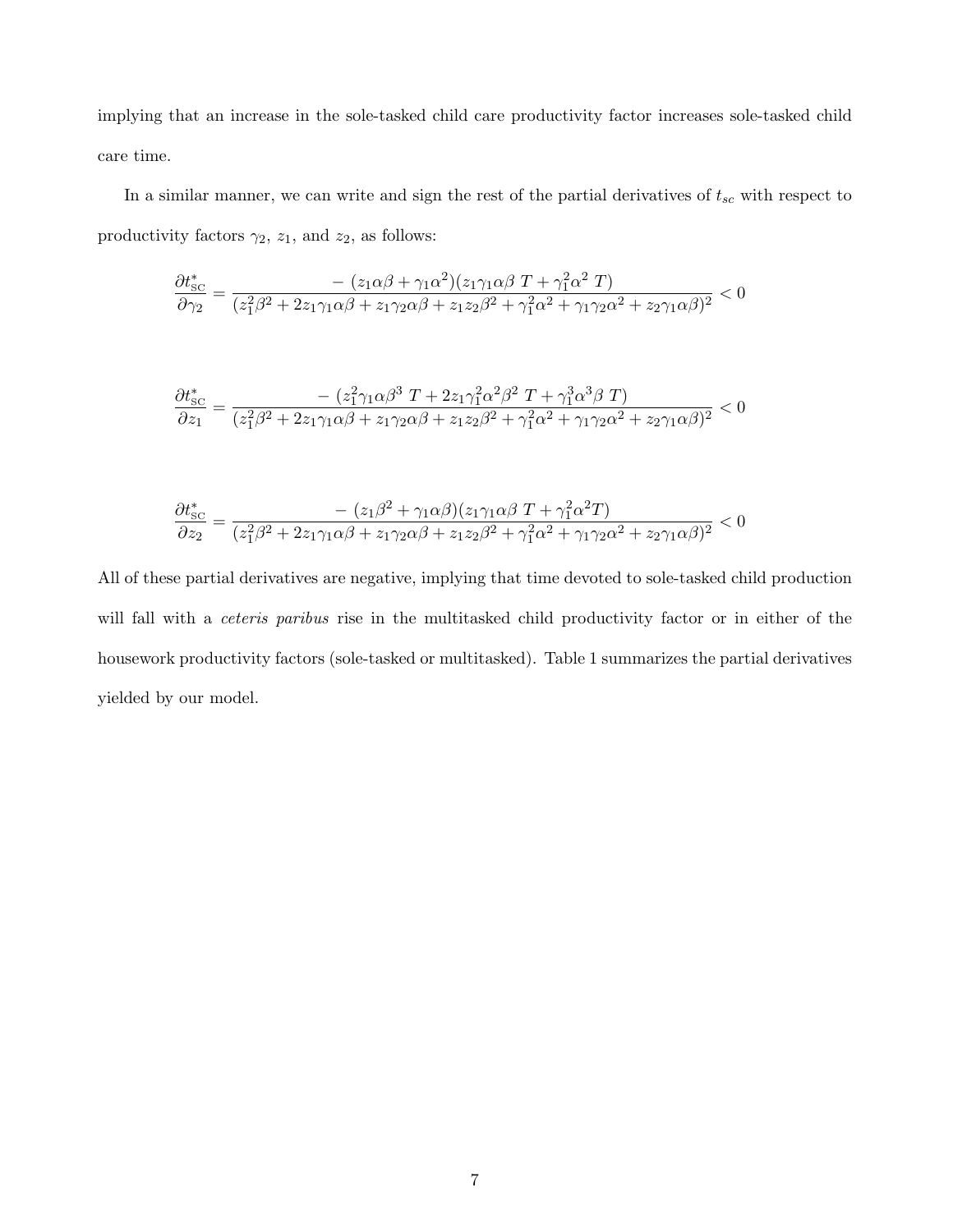implying that an increase in the sole-tasked child care productivity factor increases sole-tasked child care time.

In a similar manner, we can write and sign the rest of the partial derivatives of $t_{sc}$ with respect to productivity factors $\gamma_2$, $z_1$, and $z_2$, as follows:

$$\frac{\partial t^*_{\text{SC}}}{\partial \gamma_2} = \frac{-\,(z_1\alpha\beta + \gamma_1\alpha^2)(z_1\gamma_1\alpha\beta\ T + \gamma_1^2\alpha^2\ T)}{(z_1^2\beta^2 + 2z_1\gamma_1\alpha\beta + z_1\gamma_2\alpha\beta + z_1z_2\beta^2 + \gamma_1^2\alpha^2 + \gamma_1\gamma_2\alpha^2 + z_2\gamma_1\alpha\beta)^2} < 0$$

$$\frac{\partial t^*_{\text{SC}}}{\partial z_1} = \frac{-\,(z_1^2\gamma_1\alpha\beta^3\ T + 2z_1\gamma_1^2\alpha^2\beta^2\ T + \gamma_1^3\alpha^3\beta\ T)}{(z_1^2\beta^2 + 2z_1\gamma_1\alpha\beta + z_1\gamma_2\alpha\beta + z_1z_2\beta^2 + \gamma_1^2\alpha^2 + \gamma_1\gamma_2\alpha^2 + z_2\gamma_1\alpha\beta)^2} < 0$$

$$\frac{\partial t^*_{\text{SC}}}{\partial z_2} = \frac{-\,(z_1\beta^2 + \gamma_1\alpha\beta)(z_1\gamma_1\alpha\beta\ T + \gamma_1^2\alpha^2 T)}{(z_1^2\beta^2 + 2z_1\gamma_1\alpha\beta + z_1\gamma_2\alpha\beta + z_1z_2\beta^2 + \gamma_1^2\alpha^2 + \gamma_1\gamma_2\alpha^2 + z_2\gamma_1\alpha\beta)^2} < 0$$

All of these partial derivatives are negative, implying that time devoted to sole-tasked child production will fall with a *ceteris paribus* rise in the multitasked child productivity factor or in either of the housework productivity factors (sole-tasked or multitasked). Table 1 summarizes the partial derivatives yielded by our model.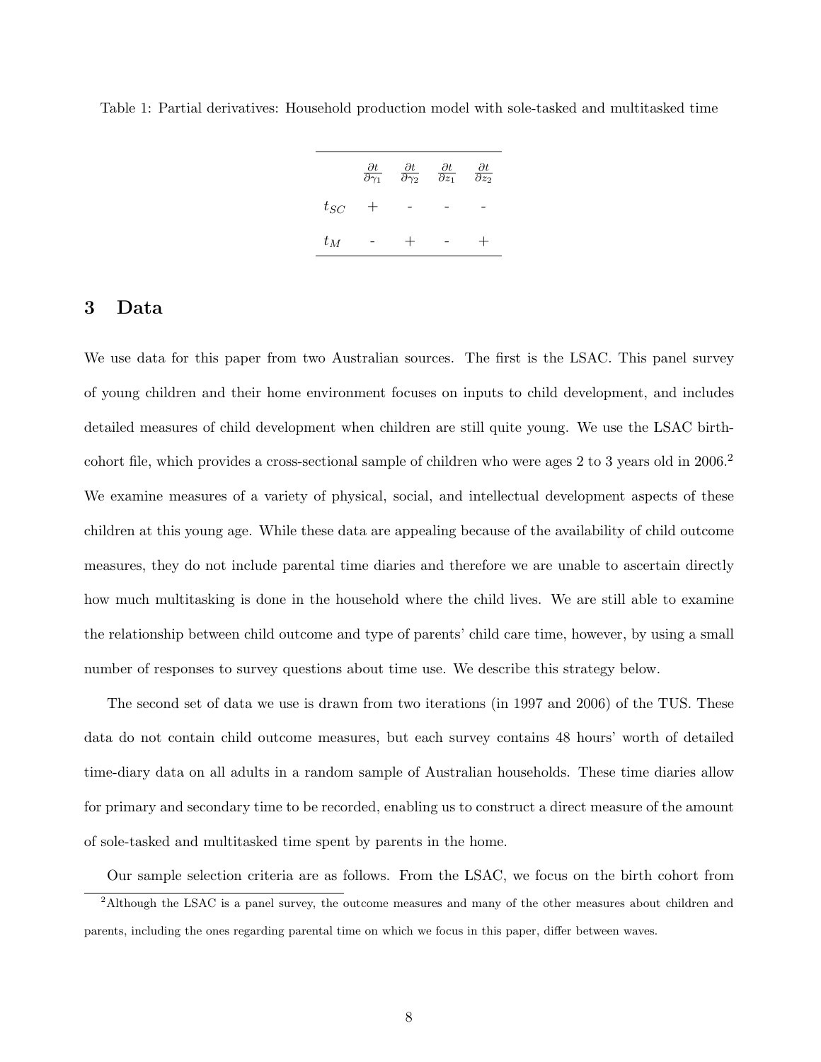Table 1: Partial derivatives: Household production model with sole-tasked and multitasked time

| | $\frac{\partial t}{\partial \gamma_1}$ | $\frac{\partial t}{\partial \gamma_2}$ | $\frac{\partial t}{\partial z_1}$ | $\frac{\partial t}{\partial z_2}$ |
|---|---|---|---|---|
| $t_{SC}$ | + | - | - | - |
| $t_M$ | - | + | - | + |

# 3 Data

We use data for this paper from two Australian sources. The first is the LSAC. This panel survey of young children and their home environment focuses on inputs to child development, and includes detailed measures of child development when children are still quite young. We use the LSAC birth-cohort file, which provides a cross-sectional sample of children who were ages 2 to 3 years old in 2006.[2] We examine measures of a variety of physical, social, and intellectual development aspects of these children at this young age. While these data are appealing because of the availability of child outcome measures, they do not include parental time diaries and therefore we are unable to ascertain directly how much multitasking is done in the household where the child lives. We are still able to examine the relationship between child outcome and type of parents' child care time, however, by using a small number of responses to survey questions about time use. We describe this strategy below.

The second set of data we use is drawn from two iterations (in 1997 and 2006) of the TUS. These data do not contain child outcome measures, but each survey contains 48 hours' worth of detailed time-diary data on all adults in a random sample of Australian households. These time diaries allow for primary and secondary time to be recorded, enabling us to construct a direct measure of the amount of sole-tasked and multitasked time spent by parents in the home.

Our sample selection criteria are as follows. From the LSAC, we focus on the birth cohort from

[2] Although the LSAC is a panel survey, the outcome measures and many of the other measures about children and parents, including the ones regarding parental time on which we focus in this paper, differ between waves.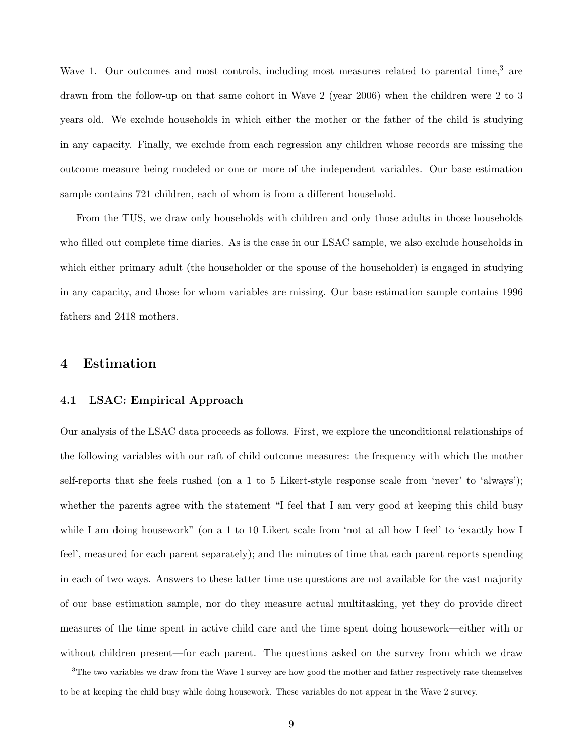Wave 1. Our outcomes and most controls, including most measures related to parental time,[3] are drawn from the follow-up on that same cohort in Wave 2 (year 2006) when the children were 2 to 3 years old. We exclude households in which either the mother or the father of the child is studying in any capacity. Finally, we exclude from each regression any children whose records are missing the outcome measure being modeled or one or more of the independent variables. Our base estimation sample contains 721 children, each of whom is from a different household.

From the TUS, we draw only households with children and only those adults in those households who filled out complete time diaries. As is the case in our LSAC sample, we also exclude households in which either primary adult (the householder or the spouse of the householder) is engaged in studying in any capacity, and those for whom variables are missing. Our base estimation sample contains 1996 fathers and 2418 mothers.

## 4 Estimation

### 4.1 LSAC: Empirical Approach

Our analysis of the LSAC data proceeds as follows. First, we explore the unconditional relationships of the following variables with our raft of child outcome measures: the frequency with which the mother self-reports that she feels rushed (on a 1 to 5 Likert-style response scale from 'never' to 'always'); whether the parents agree with the statement "I feel that I am very good at keeping this child busy while I am doing housework" (on a 1 to 10 Likert scale from 'not at all how I feel' to 'exactly how I feel', measured for each parent separately); and the minutes of time that each parent reports spending in each of two ways. Answers to these latter time use questions are not available for the vast majority of our base estimation sample, nor do they measure actual multitasking, yet they do provide direct measures of the time spent in active child care and the time spent doing housework—either with or without children present—for each parent. The questions asked on the survey from which we draw

[3]The two variables we draw from the Wave 1 survey are how good the mother and father respectively rate themselves to be at keeping the child busy while doing housework. These variables do not appear in the Wave 2 survey.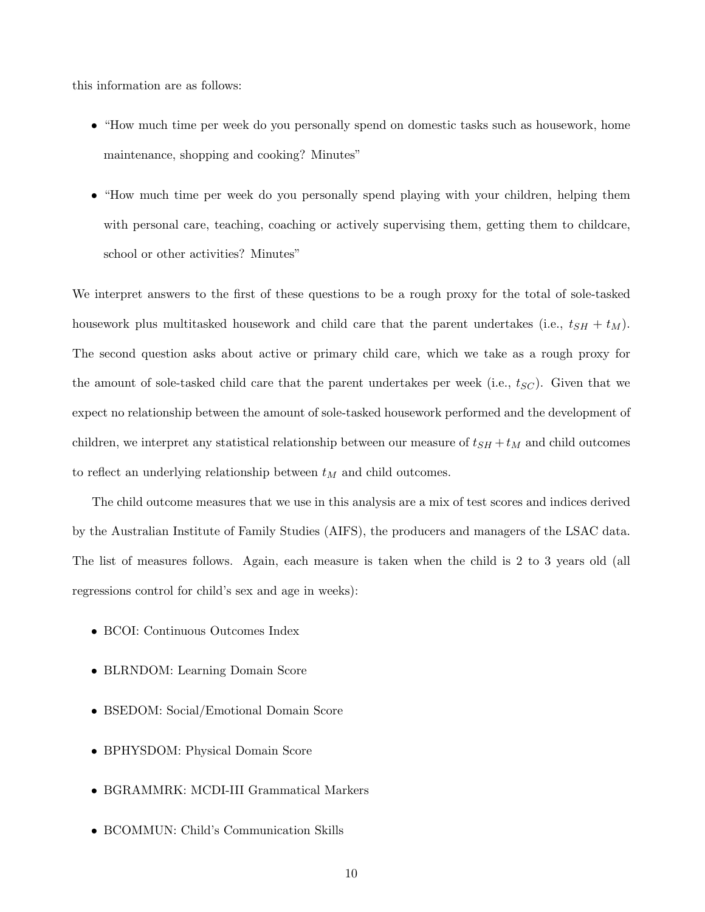this information are as follows:

- "How much time per week do you personally spend on domestic tasks such as housework, home maintenance, shopping and cooking? Minutes"
- "How much time per week do you personally spend playing with your children, helping them with personal care, teaching, coaching or actively supervising them, getting them to childcare, school or other activities? Minutes"

We interpret answers to the first of these questions to be a rough proxy for the total of sole-tasked housework plus multitasked housework and child care that the parent undertakes (i.e., $t_{SH} + t_M$). The second question asks about active or primary child care, which we take as a rough proxy for the amount of sole-tasked child care that the parent undertakes per week (i.e., $t_{SC}$). Given that we expect no relationship between the amount of sole-tasked housework performed and the development of children, we interpret any statistical relationship between our measure of $t_{SH} + t_M$ and child outcomes to reflect an underlying relationship between $t_M$ and child outcomes.

The child outcome measures that we use in this analysis are a mix of test scores and indices derived by the Australian Institute of Family Studies (AIFS), the producers and managers of the LSAC data. The list of measures follows. Again, each measure is taken when the child is 2 to 3 years old (all regressions control for child's sex and age in weeks):

- BCOI: Continuous Outcomes Index
- BLRNDOM: Learning Domain Score
- BSEDOM: Social/Emotional Domain Score
- BPHYSDOM: Physical Domain Score
- BGRAMMRK: MCDI-III Grammatical Markers
- BCOMMUN: Child's Communication Skills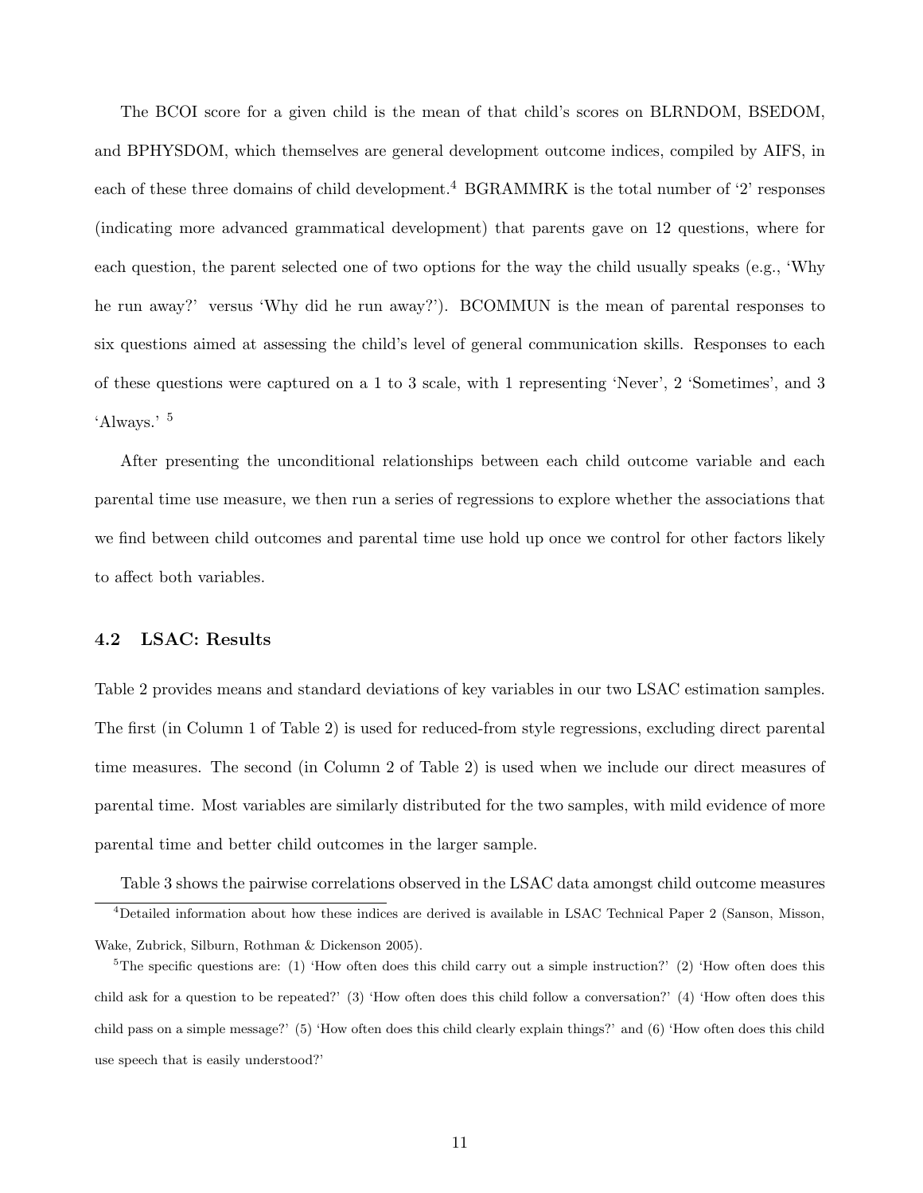The BCOI score for a given child is the mean of that child's scores on BLRNDOM, BSEDOM, and BPHYSDOM, which themselves are general development outcome indices, compiled by AIFS, in each of these three domains of child development.[4] BGRAMMRK is the total number of '2' responses (indicating more advanced grammatical development) that parents gave on 12 questions, where for each question, the parent selected one of two options for the way the child usually speaks (e.g., 'Why he run away?' versus 'Why did he run away?'). BCOMMUN is the mean of parental responses to six questions aimed at assessing the child's level of general communication skills. Responses to each of these questions were captured on a 1 to 3 scale, with 1 representing 'Never', 2 'Sometimes', and 3 'Always.' [5]

After presenting the unconditional relationships between each child outcome variable and each parental time use measure, we then run a series of regressions to explore whether the associations that we find between child outcomes and parental time use hold up once we control for other factors likely to affect both variables.

### 4.2 LSAC: Results

Table 2 provides means and standard deviations of key variables in our two LSAC estimation samples. The first (in Column 1 of Table 2) is used for reduced-from style regressions, excluding direct parental time measures. The second (in Column 2 of Table 2) is used when we include our direct measures of parental time. Most variables are similarly distributed for the two samples, with mild evidence of more parental time and better child outcomes in the larger sample.

Table 3 shows the pairwise correlations observed in the LSAC data amongst child outcome measures

[4] Detailed information about how these indices are derived is available in LSAC Technical Paper 2 (Sanson, Misson, Wake, Zubrick, Silburn, Rothman & Dickenson 2005).

[5] The specific questions are: (1) 'How often does this child carry out a simple instruction?' (2) 'How often does this child ask for a question to be repeated?' (3) 'How often does this child follow a conversation?' (4) 'How often does this child pass on a simple message?' (5) 'How often does this child clearly explain things?' and (6) 'How often does this child use speech that is easily understood?'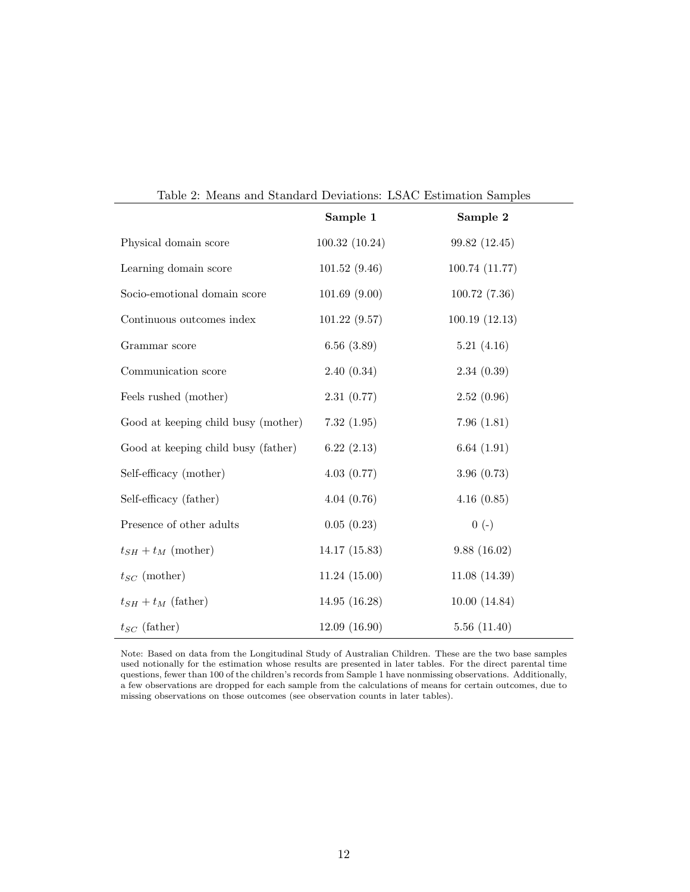Table 2: Means and Standard Deviations: LSAC Estimation Samples

| | **Sample 1** | **Sample 2** |
|---|---|---|
| Physical domain score | 100.32 (10.24) | 99.82 (12.45) |
| Learning domain score | 101.52 (9.46) | 100.74 (11.77) |
| Socio-emotional domain score | 101.69 (9.00) | 100.72 (7.36) |
| Continuous outcomes index | 101.22 (9.57) | 100.19 (12.13) |
| Grammar score | 6.56 (3.89) | 5.21 (4.16) |
| Communication score | 2.40 (0.34) | 2.34 (0.39) |
| Feels rushed (mother) | 2.31 (0.77) | 2.52 (0.96) |
| Good at keeping child busy (mother) | 7.32 (1.95) | 7.96 (1.81) |
| Good at keeping child busy (father) | 6.22 (2.13) | 6.64 (1.91) |
| Self-efficacy (mother) | 4.03 (0.77) | 3.96 (0.73) |
| Self-efficacy (father) | 4.04 (0.76) | 4.16 (0.85) |
| Presence of other adults | 0.05 (0.23) | 0 (-) |
| $t_{SH} + t_M$ (mother) | 14.17 (15.83) | 9.88 (16.02) |
| $t_{SC}$ (mother) | 11.24 (15.00) | 11.08 (14.39) |
| $t_{SH} + t_M$ (father) | 14.95 (16.28) | 10.00 (14.84) |
| $t_{SC}$ (father) | 12.09 (16.90) | 5.56 (11.40) |

Note: Based on data from the Longitudinal Study of Australian Children. These are the two base samples used notionally for the estimation whose results are presented in later tables. For the direct parental time questions, fewer than 100 of the children's records from Sample 1 have nonmissing observations. Additionally, a few observations are dropped for each sample from the calculations of means for certain outcomes, due to missing observations on those outcomes (see observation counts in later tables).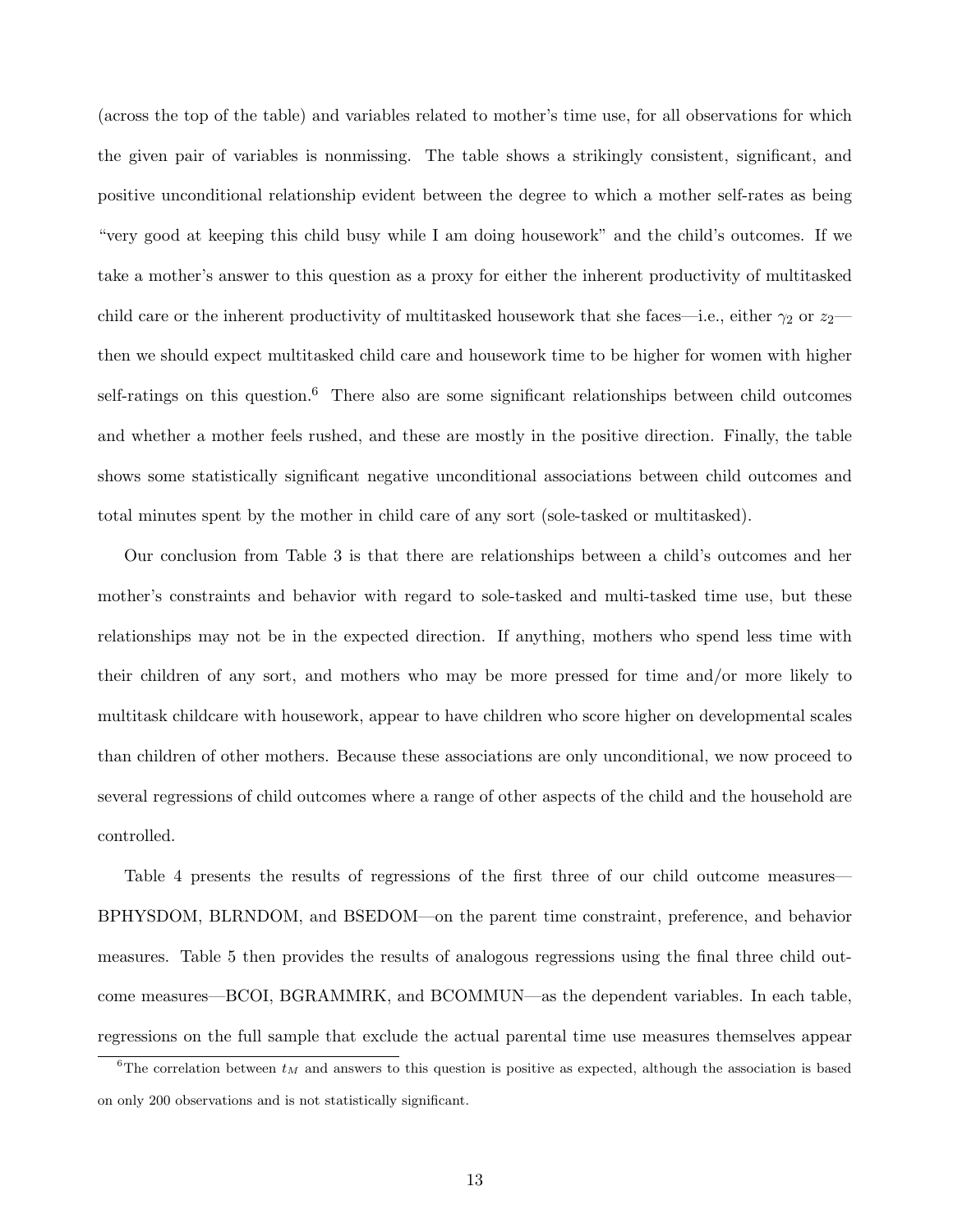(across the top of the table) and variables related to mother's time use, for all observations for which the given pair of variables is nonmissing. The table shows a strikingly consistent, significant, and positive unconditional relationship evident between the degree to which a mother self-rates as being "very good at keeping this child busy while I am doing housework" and the child's outcomes. If we take a mother's answer to this question as a proxy for either the inherent productivity of multitasked child care or the inherent productivity of multitasked housework that she faces—i.e., either $\gamma_2$ or $z_2$—then we should expect multitasked child care and housework time to be higher for women with higher self-ratings on this question.[6] There also are some significant relationships between child outcomes and whether a mother feels rushed, and these are mostly in the positive direction. Finally, the table shows some statistically significant negative unconditional associations between child outcomes and total minutes spent by the mother in child care of any sort (sole-tasked or multitasked).

Our conclusion from Table 3 is that there are relationships between a child's outcomes and her mother's constraints and behavior with regard to sole-tasked and multi-tasked time use, but these relationships may not be in the expected direction. If anything, mothers who spend less time with their children of any sort, and mothers who may be more pressed for time and/or more likely to multitask childcare with housework, appear to have children who score higher on developmental scales than children of other mothers. Because these associations are only unconditional, we now proceed to several regressions of child outcomes where a range of other aspects of the child and the household are controlled.

Table 4 presents the results of regressions of the first three of our child outcome measures—BPHYSDOM, BLRNDOM, and BSEDOM—on the parent time constraint, preference, and behavior measures. Table 5 then provides the results of analogous regressions using the final three child outcome measures—BCOI, BGRAMMRK, and BCOMMUN—as the dependent variables. In each table, regressions on the full sample that exclude the actual parental time use measures themselves appear

[6] The correlation between $t_M$ and answers to this question is positive as expected, although the association is based on only 200 observations and is not statistically significant.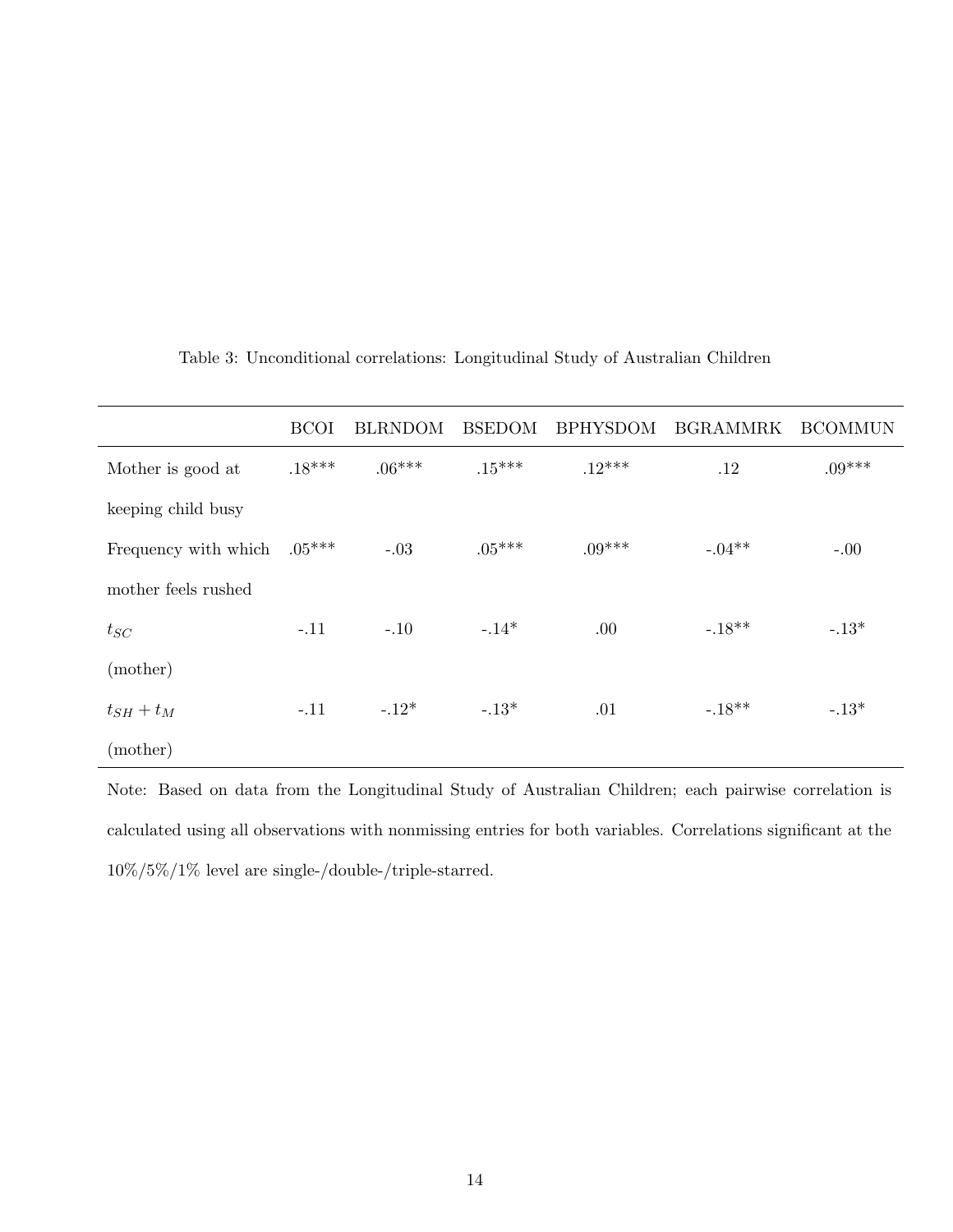Table 3: Unconditional correlations: Longitudinal Study of Australian Children

| | BCOI | BLRNDOM | BSEDOM | BPHYSDOM | BGRAMMRK | BCOMMUN |
|---|---|---|---|---|---|---|
| Mother is good at keeping child busy | .18*** | .06*** | .15*** | .12*** | .12 | .09*** |
| Frequency with which mother feels rushed | .05*** | -.03 | .05*** | .09*** | -.04** | -.00 |
| $t_{SC}$ (mother) | -.11 | -.10 | -.14* | .00 | -.18** | -.13* |
| $t_{SH} + t_M$ (mother) | -.11 | -.12* | -.13* | .01 | -.18** | -.13* |

Note: Based on data from the Longitudinal Study of Australian Children; each pairwise correlation is calculated using all observations with nonmissing entries for both variables. Correlations significant at the 10%/5%/1% level are single-/double-/triple-starred.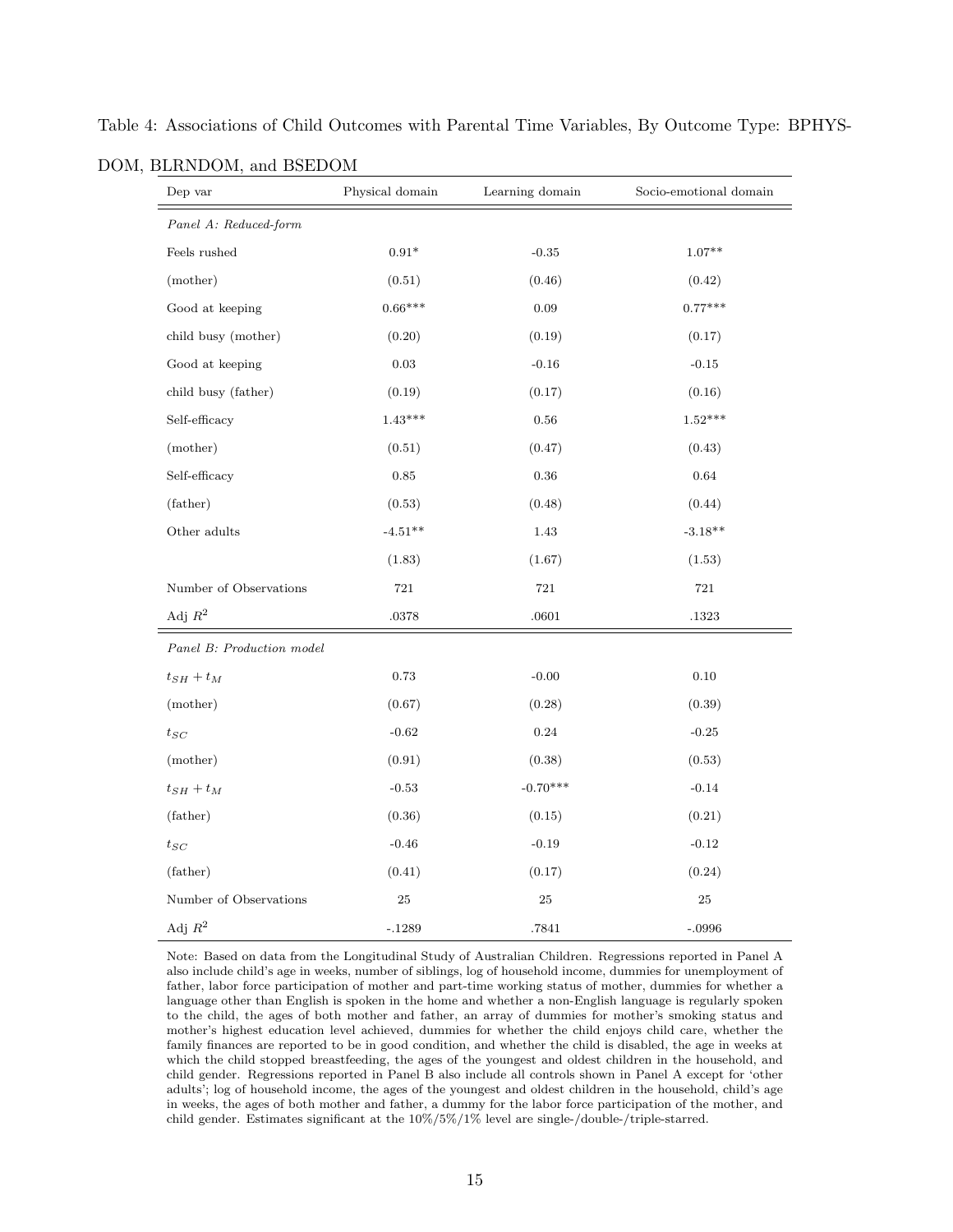Table 4: Associations of Child Outcomes with Parental Time Variables, By Outcome Type: BPHYSDOM, BLRNDOM, and BSEDOM

| Dep var | Physical domain | Learning domain | Socio-emotional domain |
|---|---|---|---|
| *Panel A: Reduced-form* | | | |
| Feels rushed | 0.91* | -0.35 | 1.07** |
| (mother) | (0.51) | (0.46) | (0.42) |
| Good at keeping | 0.66*** | 0.09 | 0.77*** |
| child busy (mother) | (0.20) | (0.19) | (0.17) |
| Good at keeping | 0.03 | -0.16 | -0.15 |
| child busy (father) | (0.19) | (0.17) | (0.16) |
| Self-efficacy | 1.43*** | 0.56 | 1.52*** |
| (mother) | (0.51) | (0.47) | (0.43) |
| Self-efficacy | 0.85 | 0.36 | 0.64 |
| (father) | (0.53) | (0.48) | (0.44) |
| Other adults | -4.51** | 1.43 | -3.18** |
| | (1.83) | (1.67) | (1.53) |
| Number of Observations | 721 | 721 | 721 |
| Adj $R^2$ | .0378 | .0601 | .1323 |
| *Panel B: Production model* | | | |
| $t_{SH} + t_M$ | 0.73 | -0.00 | 0.10 |
| (mother) | (0.67) | (0.28) | (0.39) |
| $t_{SC}$ | -0.62 | 0.24 | -0.25 |
| (mother) | (0.91) | (0.38) | (0.53) |
| $t_{SH} + t_M$ | -0.53 | -0.70*** | -0.14 |
| (father) | (0.36) | (0.15) | (0.21) |
| $t_{SC}$ | -0.46 | -0.19 | -0.12 |
| (father) | (0.41) | (0.17) | (0.24) |
| Number of Observations | 25 | 25 | 25 |
| Adj $R^2$ | -.1289 | .7841 | -.0996 |

Note: Based on data from the Longitudinal Study of Australian Children. Regressions reported in Panel A also include child's age in weeks, number of siblings, log of household income, dummies for unemployment of father, labor force participation of mother and part-time working status of mother, dummies for whether a language other than English is spoken in the home and whether a non-English language is regularly spoken to the child, the ages of both mother and father, an array of dummies for mother's smoking status and mother's highest education level achieved, dummies for whether the child enjoys child care, whether the family finances are reported to be in good condition, and whether the child is disabled, the age in weeks at which the child stopped breastfeeding, the ages of the youngest and oldest children in the household, and child gender. Regressions reported in Panel B also include all controls shown in Panel A except for 'other adults'; log of household income, the ages of the youngest and oldest children in the household, child's age in weeks, the ages of both mother and father, a dummy for the labor force participation of the mother, and child gender. Estimates significant at the 10%/5%/1% level are single-/double-/triple-starred.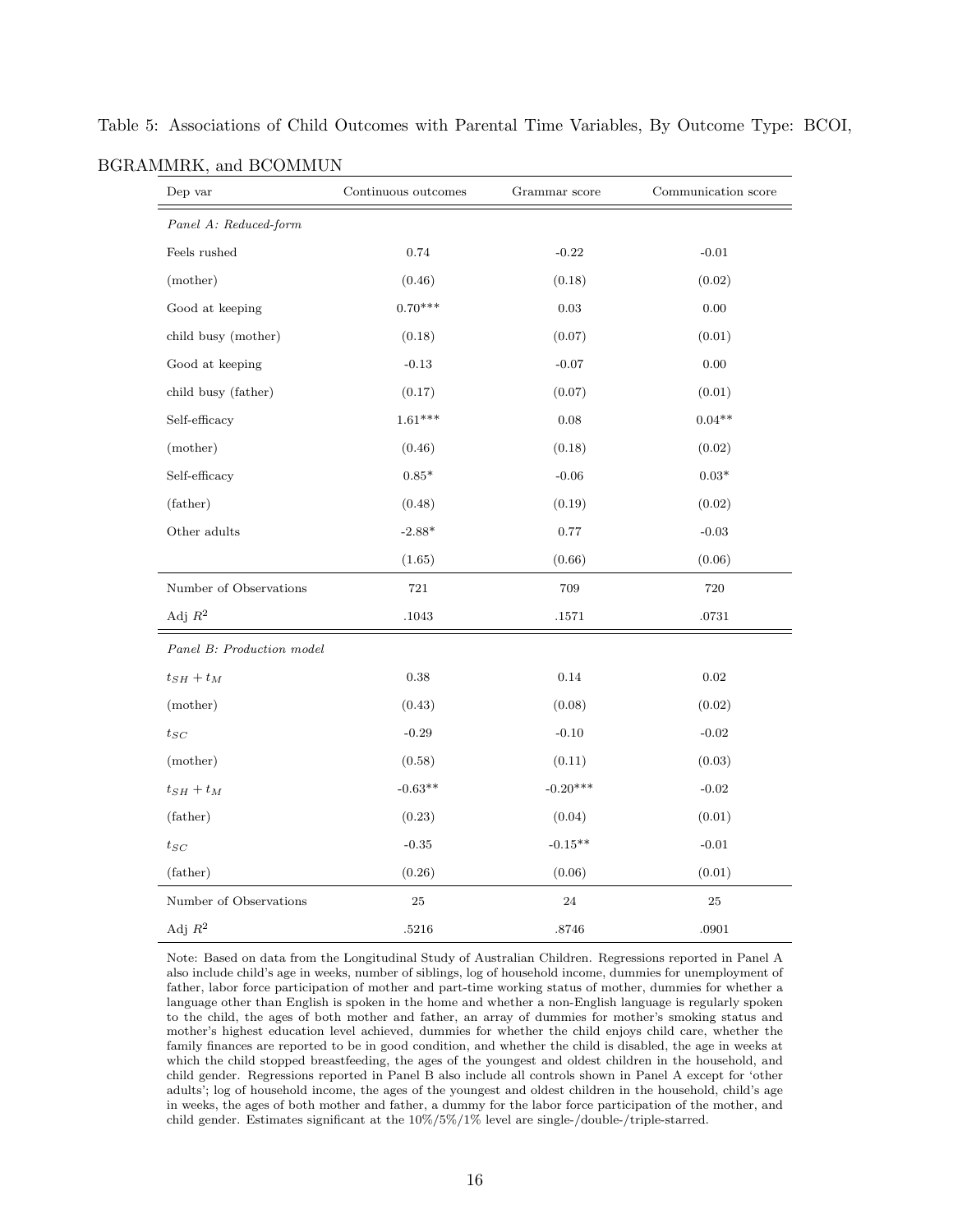Table 5: Associations of Child Outcomes with Parental Time Variables, By Outcome Type: BCOI, BGRAMMRK, and BCOMMUN

| Dep var | Continuous outcomes | Grammar score | Communication score |
|---|---|---|---|
| *Panel A: Reduced-form* | | | |
| Feels rushed | 0.74 | -0.22 | -0.01 |
| (mother) | (0.46) | (0.18) | (0.02) |
| Good at keeping | 0.70*** | 0.03 | 0.00 |
| child busy (mother) | (0.18) | (0.07) | (0.01) |
| Good at keeping | -0.13 | -0.07 | 0.00 |
| child busy (father) | (0.17) | (0.07) | (0.01) |
| Self-efficacy | 1.61*** | 0.08 | 0.04** |
| (mother) | (0.46) | (0.18) | (0.02) |
| Self-efficacy | 0.85* | -0.06 | 0.03* |
| (father) | (0.48) | (0.19) | (0.02) |
| Other adults | -2.88* | 0.77 | -0.03 |
| | (1.65) | (0.66) | (0.06) |
| Number of Observations | 721 | 709 | 720 |
| Adj $R^2$ | .1043 | .1571 | .0731 |
| *Panel B: Production model* | | | |
| $t_{SH} + t_M$ | 0.38 | 0.14 | 0.02 |
| (mother) | (0.43) | (0.08) | (0.02) |
| $t_{SC}$ | -0.29 | -0.10 | -0.02 |
| (mother) | (0.58) | (0.11) | (0.03) |
| $t_{SH} + t_M$ | -0.63** | -0.20*** | -0.02 |
| (father) | (0.23) | (0.04) | (0.01) |
| $t_{SC}$ | -0.35 | -0.15** | -0.01 |
| (father) | (0.26) | (0.06) | (0.01) |
| Number of Observations | 25 | 24 | 25 |
| Adj $R^2$ | .5216 | .8746 | .0901 |

Note: Based on data from the Longitudinal Study of Australian Children. Regressions reported in Panel A also include child's age in weeks, number of siblings, log of household income, dummies for unemployment of father, labor force participation of mother and part-time working status of mother, dummies for whether a language other than English is spoken in the home and whether a non-English language is regularly spoken to the child, the ages of both mother and father, an array of dummies for mother's smoking status and mother's highest education level achieved, dummies for whether the child enjoys child care, whether the family finances are reported to be in good condition, and whether the child is disabled, the age in weeks at which the child stopped breastfeeding, the ages of the youngest and oldest children in the household, and child gender. Regressions reported in Panel B also include all controls shown in Panel A except for 'other adults'; log of household income, the ages of the youngest and oldest children in the household, child's age in weeks, the ages of both mother and father, a dummy for the labor force participation of the mother, and child gender. Estimates significant at the 10%/5%/1% level are single-/double-/triple-starred.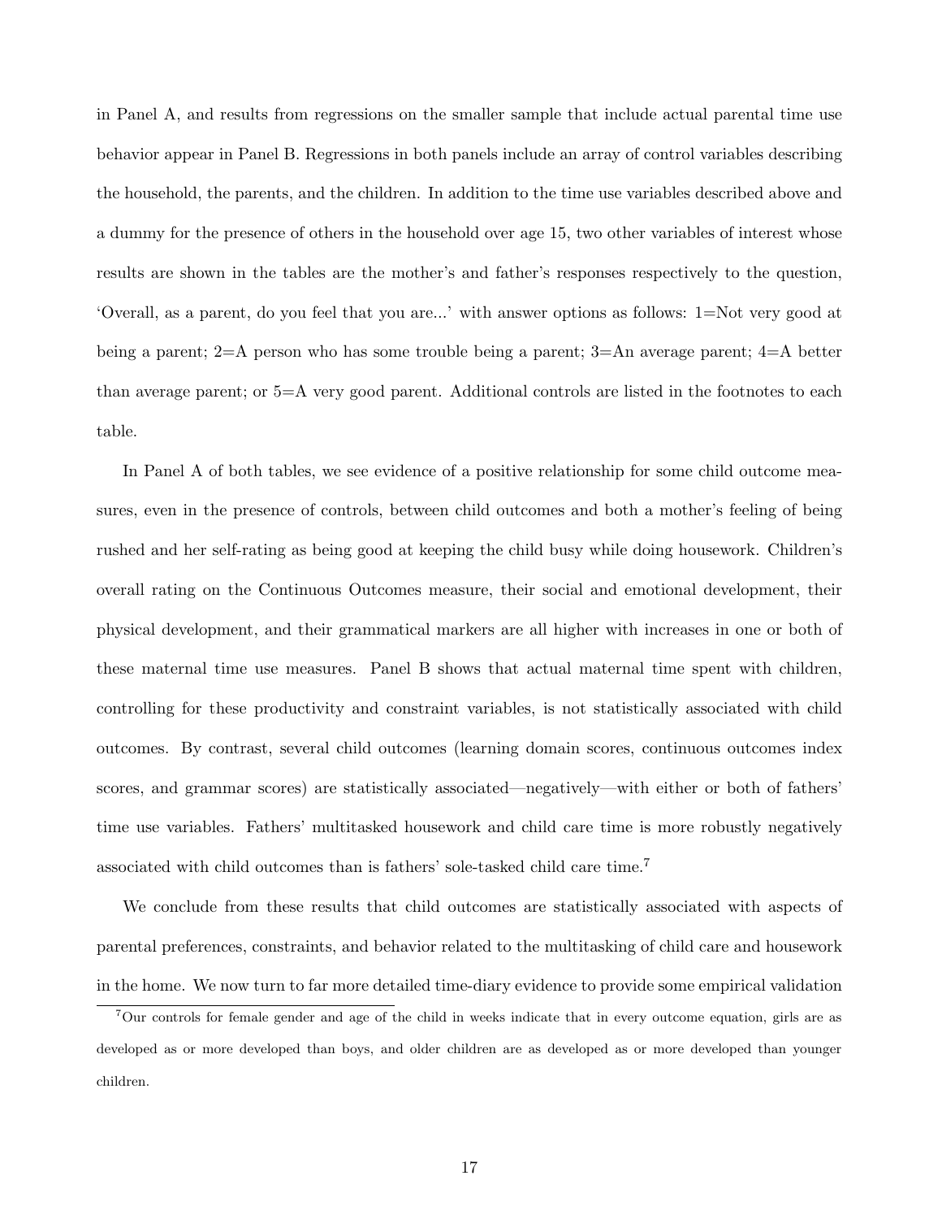in Panel A, and results from regressions on the smaller sample that include actual parental time use behavior appear in Panel B. Regressions in both panels include an array of control variables describing the household, the parents, and the children. In addition to the time use variables described above and a dummy for the presence of others in the household over age 15, two other variables of interest whose results are shown in the tables are the mother's and father's responses respectively to the question, 'Overall, as a parent, do you feel that you are...' with answer options as follows: 1=Not very good at being a parent; 2=A person who has some trouble being a parent; 3=An average parent; 4=A better than average parent; or 5=A very good parent. Additional controls are listed in the footnotes to each table.

In Panel A of both tables, we see evidence of a positive relationship for some child outcome measures, even in the presence of controls, between child outcomes and both a mother's feeling of being rushed and her self-rating as being good at keeping the child busy while doing housework. Children's overall rating on the Continuous Outcomes measure, their social and emotional development, their physical development, and their grammatical markers are all higher with increases in one or both of these maternal time use measures. Panel B shows that actual maternal time spent with children, controlling for these productivity and constraint variables, is not statistically associated with child outcomes. By contrast, several child outcomes (learning domain scores, continuous outcomes index scores, and grammar scores) are statistically associated—negatively—with either or both of fathers' time use variables. Fathers' multitasked housework and child care time is more robustly negatively associated with child outcomes than is fathers' sole-tasked child care time.[7]

We conclude from these results that child outcomes are statistically associated with aspects of parental preferences, constraints, and behavior related to the multitasking of child care and housework in the home. We now turn to far more detailed time-diary evidence to provide some empirical validation

[7] Our controls for female gender and age of the child in weeks indicate that in every outcome equation, girls are as developed as or more developed than boys, and older children are as developed as or more developed than younger children.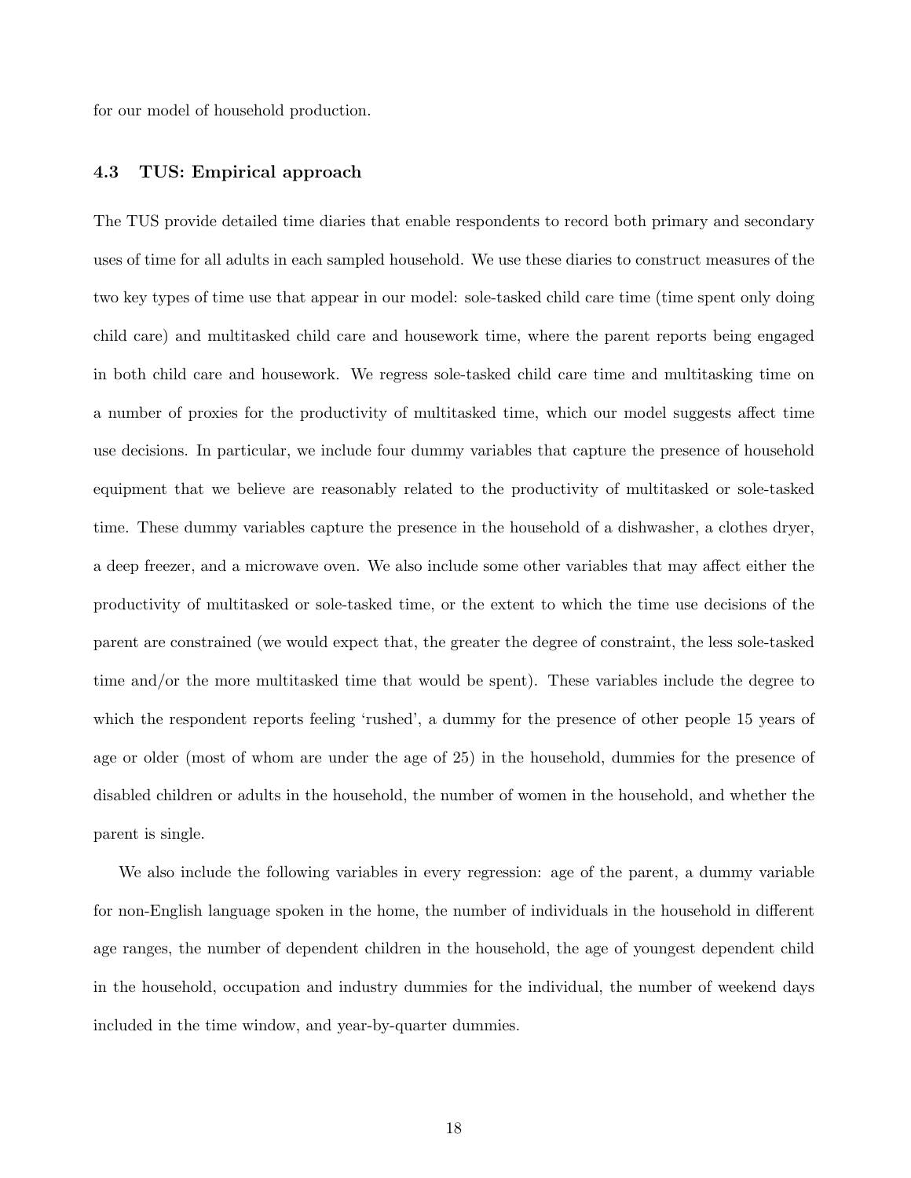for our model of household production.

### 4.3 TUS: Empirical approach

The TUS provide detailed time diaries that enable respondents to record both primary and secondary uses of time for all adults in each sampled household. We use these diaries to construct measures of the two key types of time use that appear in our model: sole-tasked child care time (time spent only doing child care) and multitasked child care and housework time, where the parent reports being engaged in both child care and housework. We regress sole-tasked child care time and multitasking time on a number of proxies for the productivity of multitasked time, which our model suggests affect time use decisions. In particular, we include four dummy variables that capture the presence of household equipment that we believe are reasonably related to the productivity of multitasked or sole-tasked time. These dummy variables capture the presence in the household of a dishwasher, a clothes dryer, a deep freezer, and a microwave oven. We also include some other variables that may affect either the productivity of multitasked or sole-tasked time, or the extent to which the time use decisions of the parent are constrained (we would expect that, the greater the degree of constraint, the less sole-tasked time and/or the more multitasked time that would be spent). These variables include the degree to which the respondent reports feeling 'rushed', a dummy for the presence of other people 15 years of age or older (most of whom are under the age of 25) in the household, dummies for the presence of disabled children or adults in the household, the number of women in the household, and whether the parent is single.

We also include the following variables in every regression: age of the parent, a dummy variable for non-English language spoken in the home, the number of individuals in the household in different age ranges, the number of dependent children in the household, the age of youngest dependent child in the household, occupation and industry dummies for the individual, the number of weekend days included in the time window, and year-by-quarter dummies.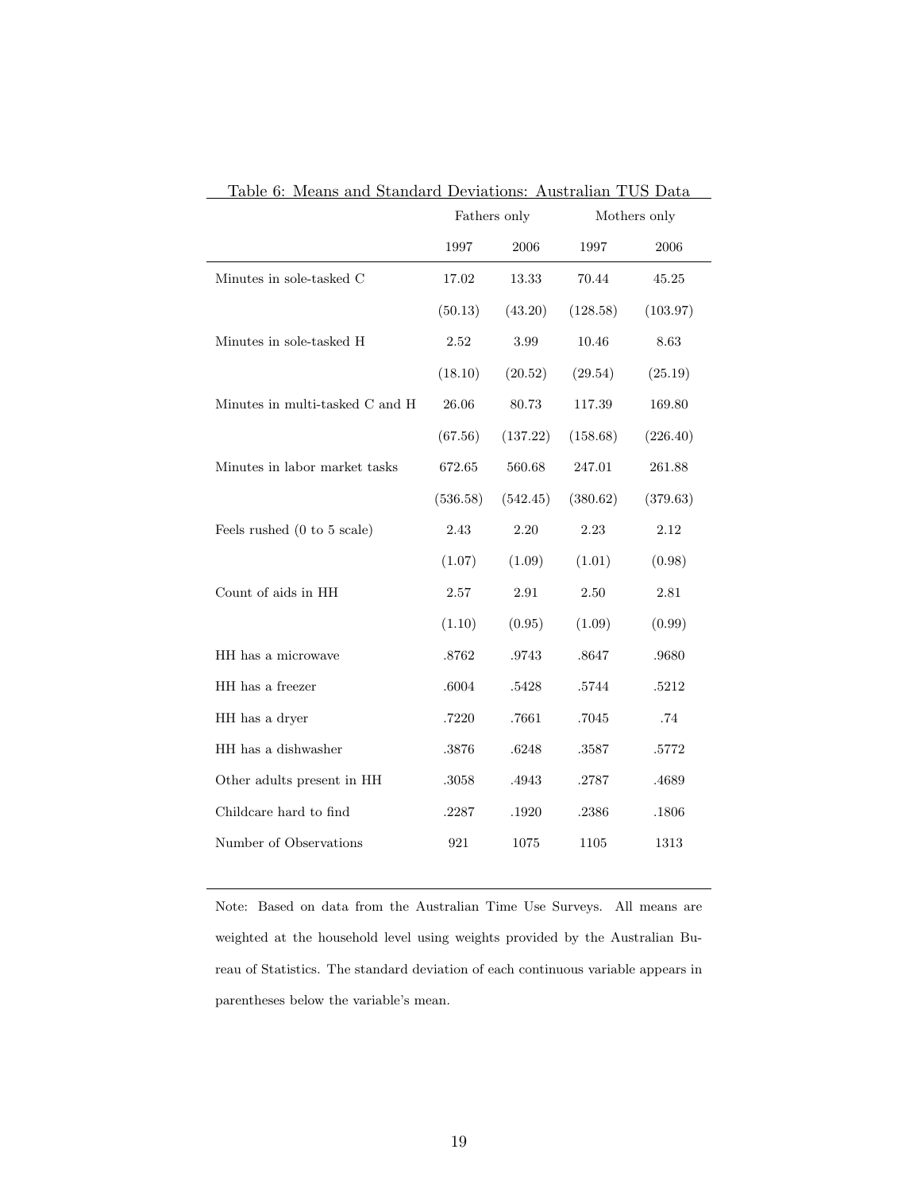Table 6: Means and Standard Deviations: Australian TUS Data

| | Fathers only | | Mothers only | |
|---|---|---|---|---|
| | 1997 | 2006 | 1997 | 2006 |
| Minutes in sole-tasked C | 17.02 | 13.33 | 70.44 | 45.25 |
| | (50.13) | (43.20) | (128.58) | (103.97) |
| Minutes in sole-tasked H | 2.52 | 3.99 | 10.46 | 8.63 |
| | (18.10) | (20.52) | (29.54) | (25.19) |
| Minutes in multi-tasked C and H | 26.06 | 80.73 | 117.39 | 169.80 |
| | (67.56) | (137.22) | (158.68) | (226.40) |
| Minutes in labor market tasks | 672.65 | 560.68 | 247.01 | 261.88 |
| | (536.58) | (542.45) | (380.62) | (379.63) |
| Feels rushed (0 to 5 scale) | 2.43 | 2.20 | 2.23 | 2.12 |
| | (1.07) | (1.09) | (1.01) | (0.98) |
| Count of aids in HH | 2.57 | 2.91 | 2.50 | 2.81 |
| | (1.10) | (0.95) | (1.09) | (0.99) |
| HH has a microwave | .8762 | .9743 | .8647 | .9680 |
| HH has a freezer | .6004 | .5428 | .5744 | .5212 |
| HH has a dryer | .7220 | .7661 | .7045 | .74 |
| HH has a dishwasher | .3876 | .6248 | .3587 | .5772 |
| Other adults present in HH | .3058 | .4943 | .2787 | .4689 |
| Childcare hard to find | .2287 | .1920 | .2386 | .1806 |
| Number of Observations | 921 | 1075 | 1105 | 1313 |

Note: Based on data from the Australian Time Use Surveys. All means are weighted at the household level using weights provided by the Australian Bureau of Statistics. The standard deviation of each continuous variable appears in parentheses below the variable's mean.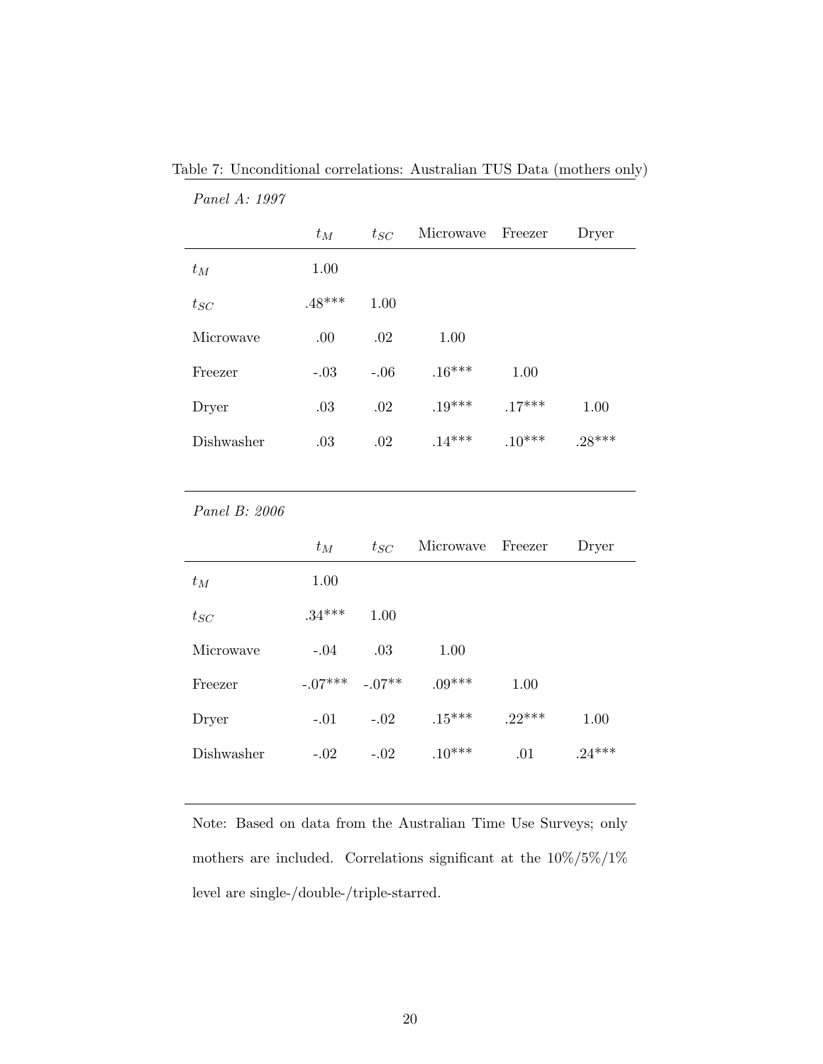Table 7: Unconditional correlations: Australian TUS Data (mothers only)

*Panel A: 1997*

| | $t_M$ | $t_{SC}$ | Microwave | Freezer | Dryer |
|---|---|---|---|---|---|
| $t_M$ | 1.00 | | | | |
| $t_{SC}$ | .48*** | 1.00 | | | |
| Microwave | .00 | .02 | 1.00 | | |
| Freezer | -.03 | -.06 | .16*** | 1.00 | |
| Dryer | .03 | .02 | .19*** | .17*** | 1.00 |
| Dishwasher | .03 | .02 | .14*** | .10*** | .28*** |

*Panel B: 2006*

| | $t_M$ | $t_{SC}$ | Microwave | Freezer | Dryer |
|---|---|---|---|---|---|
| $t_M$ | 1.00 | | | | |
| $t_{SC}$ | .34*** | 1.00 | | | |
| Microwave | -.04 | .03 | 1.00 | | |
| Freezer | -.07*** | -.07** | .09*** | 1.00 | |
| Dryer | -.01 | -.02 | .15*** | .22*** | 1.00 |
| Dishwasher | -.02 | -.02 | .10*** | .01 | .24*** |

Note: Based on data from the Australian Time Use Surveys; only mothers are included. Correlations significant at the 10%/5%/1% level are single-/double-/triple-starred.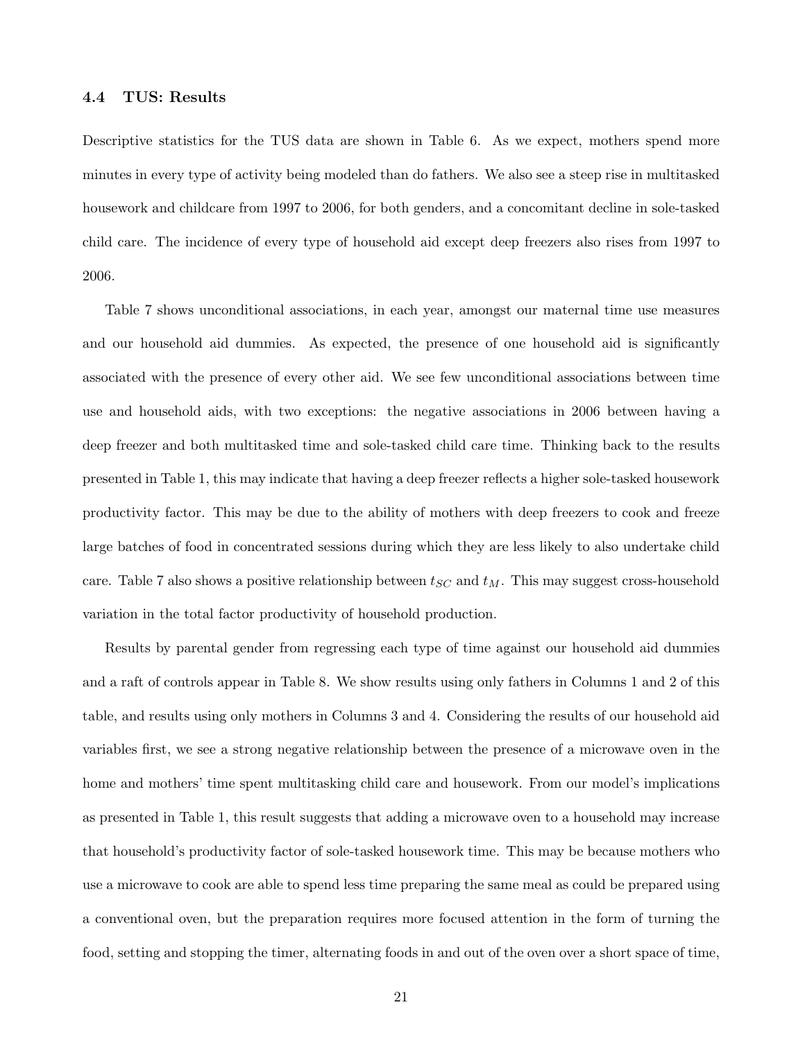### 4.4 TUS: Results

Descriptive statistics for the TUS data are shown in Table 6. As we expect, mothers spend more minutes in every type of activity being modeled than do fathers. We also see a steep rise in multitasked housework and childcare from 1997 to 2006, for both genders, and a concomitant decline in sole-tasked child care. The incidence of every type of household aid except deep freezers also rises from 1997 to 2006.

Table 7 shows unconditional associations, in each year, amongst our maternal time use measures and our household aid dummies. As expected, the presence of one household aid is significantly associated with the presence of every other aid. We see few unconditional associations between time use and household aids, with two exceptions: the negative associations in 2006 between having a deep freezer and both multitasked time and sole-tasked child care time. Thinking back to the results presented in Table 1, this may indicate that having a deep freezer reflects a higher sole-tasked housework productivity factor. This may be due to the ability of mothers with deep freezers to cook and freeze large batches of food in concentrated sessions during which they are less likely to also undertake child care. Table 7 also shows a positive relationship between $t_{SC}$ and $t_M$. This may suggest cross-household variation in the total factor productivity of household production.

Results by parental gender from regressing each type of time against our household aid dummies and a raft of controls appear in Table 8. We show results using only fathers in Columns 1 and 2 of this table, and results using only mothers in Columns 3 and 4. Considering the results of our household aid variables first, we see a strong negative relationship between the presence of a microwave oven in the home and mothers' time spent multitasking child care and housework. From our model's implications as presented in Table 1, this result suggests that adding a microwave oven to a household may increase that household's productivity factor of sole-tasked housework time. This may be because mothers who use a microwave to cook are able to spend less time preparing the same meal as could be prepared using a conventional oven, but the preparation requires more focused attention in the form of turning the food, setting and stopping the timer, alternating foods in and out of the oven over a short space of time,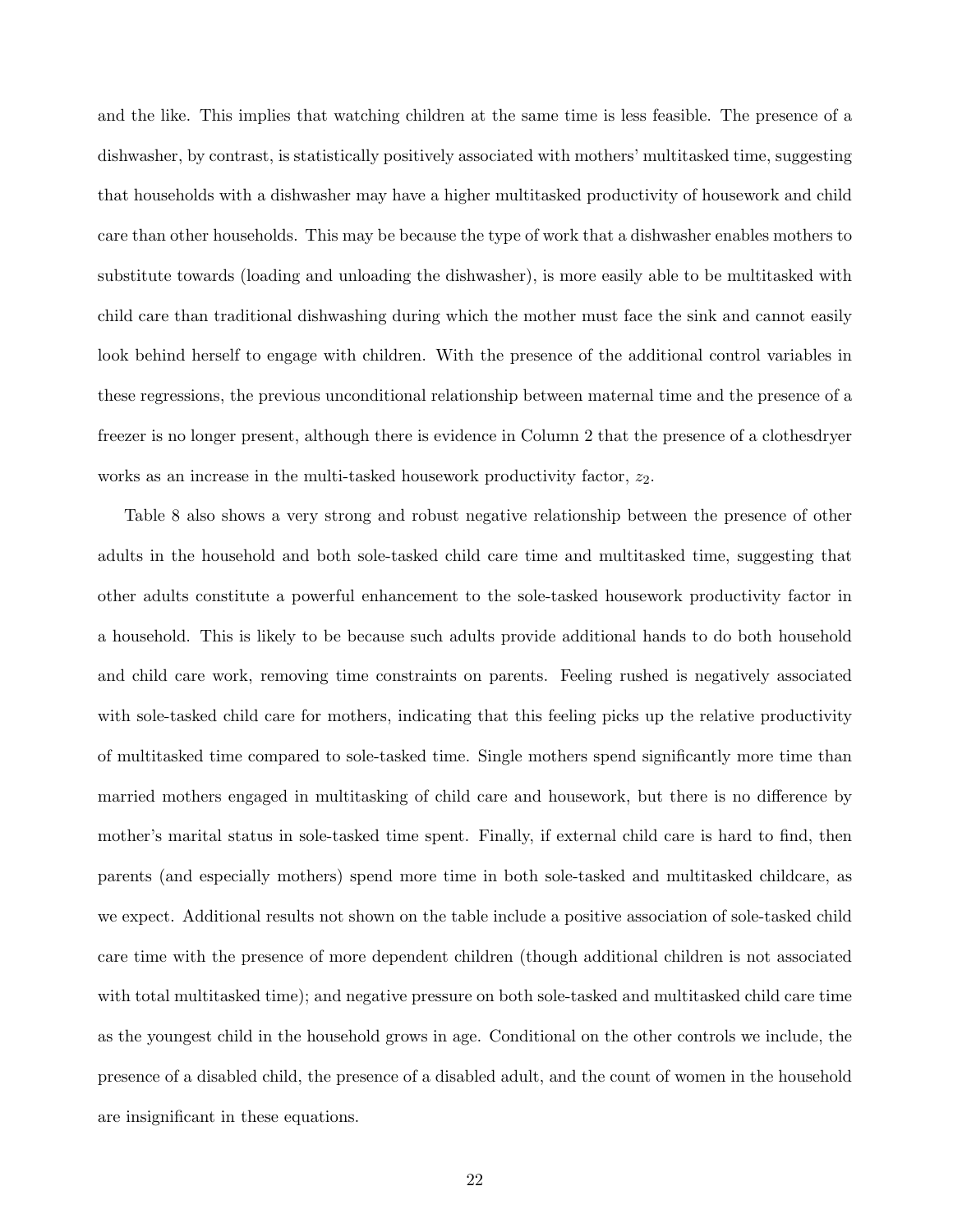and the like. This implies that watching children at the same time is less feasible. The presence of a dishwasher, by contrast, is statistically positively associated with mothers' multitasked time, suggesting that households with a dishwasher may have a higher multitasked productivity of housework and child care than other households. This may be because the type of work that a dishwasher enables mothers to substitute towards (loading and unloading the dishwasher), is more easily able to be multitasked with child care than traditional dishwashing during which the mother must face the sink and cannot easily look behind herself to engage with children. With the presence of the additional control variables in these regressions, the previous unconditional relationship between maternal time and the presence of a freezer is no longer present, although there is evidence in Column 2 that the presence of a clothesdryer works as an increase in the multi-tasked housework productivity factor, $z_2$.

Table 8 also shows a very strong and robust negative relationship between the presence of other adults in the household and both sole-tasked child care time and multitasked time, suggesting that other adults constitute a powerful enhancement to the sole-tasked housework productivity factor in a household. This is likely to be because such adults provide additional hands to do both household and child care work, removing time constraints on parents. Feeling rushed is negatively associated with sole-tasked child care for mothers, indicating that this feeling picks up the relative productivity of multitasked time compared to sole-tasked time. Single mothers spend significantly more time than married mothers engaged in multitasking of child care and housework, but there is no difference by mother's marital status in sole-tasked time spent. Finally, if external child care is hard to find, then parents (and especially mothers) spend more time in both sole-tasked and multitasked childcare, as we expect. Additional results not shown on the table include a positive association of sole-tasked child care time with the presence of more dependent children (though additional children is not associated with total multitasked time); and negative pressure on both sole-tasked and multitasked child care time as the youngest child in the household grows in age. Conditional on the other controls we include, the presence of a disabled child, the presence of a disabled adult, and the count of women in the household are insignificant in these equations.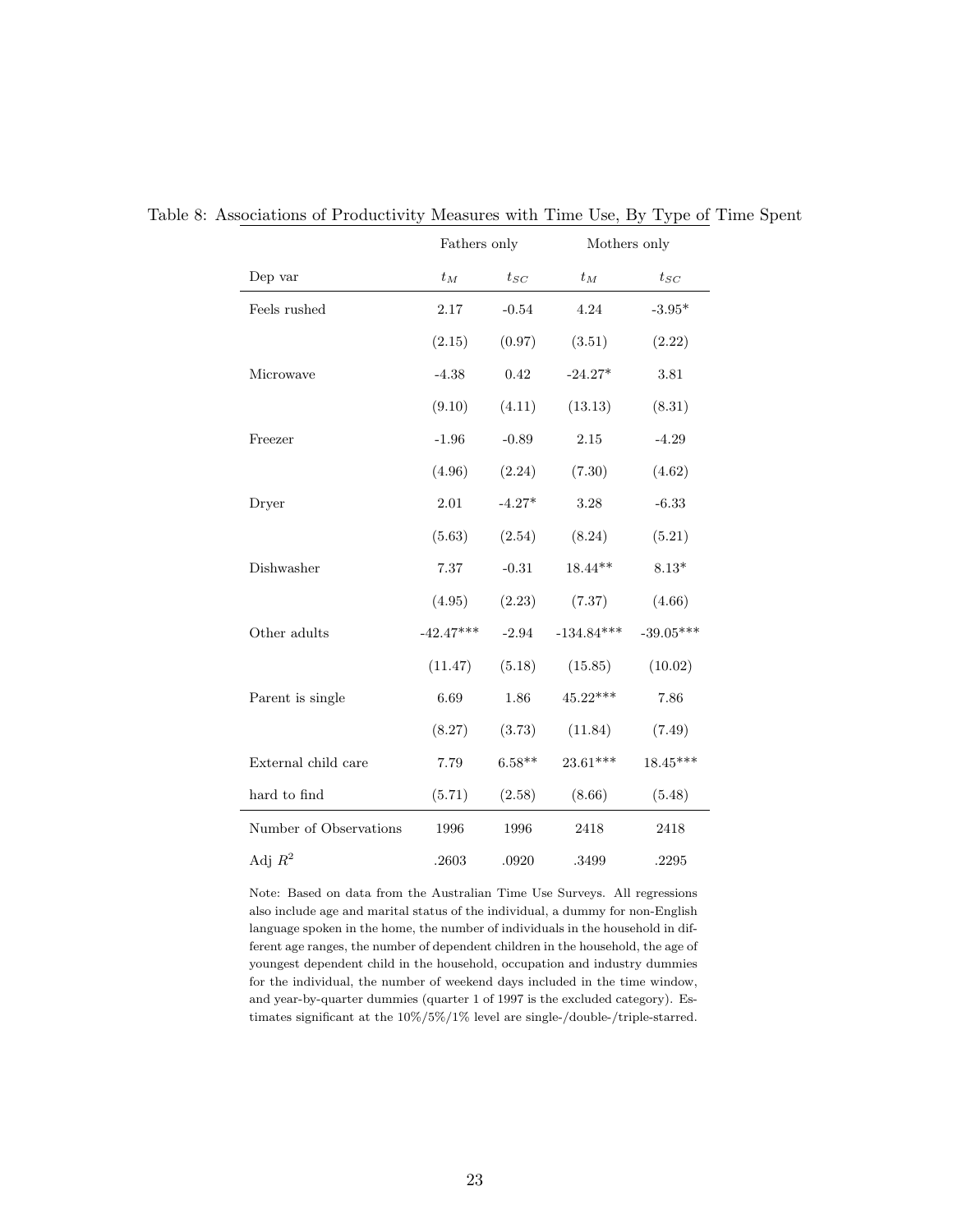Table 8: Associations of Productivity Measures with Time Use, By Type of Time Spent

| | Fathers only | | Mothers only | |
|---|---|---|---|---|
| Dep var | $t_M$ | $t_{SC}$ | $t_M$ | $t_{SC}$ |
| Feels rushed | 2.17 | -0.54 | 4.24 | -3.95* |
| | (2.15) | (0.97) | (3.51) | (2.22) |
| Microwave | -4.38 | 0.42 | -24.27* | 3.81 |
| | (9.10) | (4.11) | (13.13) | (8.31) |
| Freezer | -1.96 | -0.89 | 2.15 | -4.29 |
| | (4.96) | (2.24) | (7.30) | (4.62) |
| Dryer | 2.01 | -4.27* | 3.28 | -6.33 |
| | (5.63) | (2.54) | (8.24) | (5.21) |
| Dishwasher | 7.37 | -0.31 | 18.44** | 8.13* |
| | (4.95) | (2.23) | (7.37) | (4.66) |
| Other adults | -42.47*** | -2.94 | -134.84*** | -39.05*** |
| | (11.47) | (5.18) | (15.85) | (10.02) |
| Parent is single | 6.69 | 1.86 | 45.22*** | 7.86 |
| | (8.27) | (3.73) | (11.84) | (7.49) |
| External child care | 7.79 | 6.58** | 23.61*** | 18.45*** |
| hard to find | (5.71) | (2.58) | (8.66) | (5.48) |
| Number of Observations | 1996 | 1996 | 2418 | 2418 |
| Adj $R^2$ | .2603 | .0920 | .3499 | .2295 |

Note: Based on data from the Australian Time Use Surveys. All regressions also include age and marital status of the individual, a dummy for non-English language spoken in the home, the number of individuals in the household in different age ranges, the number of dependent children in the household, the age of youngest dependent child in the household, occupation and industry dummies for the individual, the number of weekend days included in the time window, and year-by-quarter dummies (quarter 1 of 1997 is the excluded category). Estimates significant at the 10%/5%/1% level are single-/double-/triple-starred.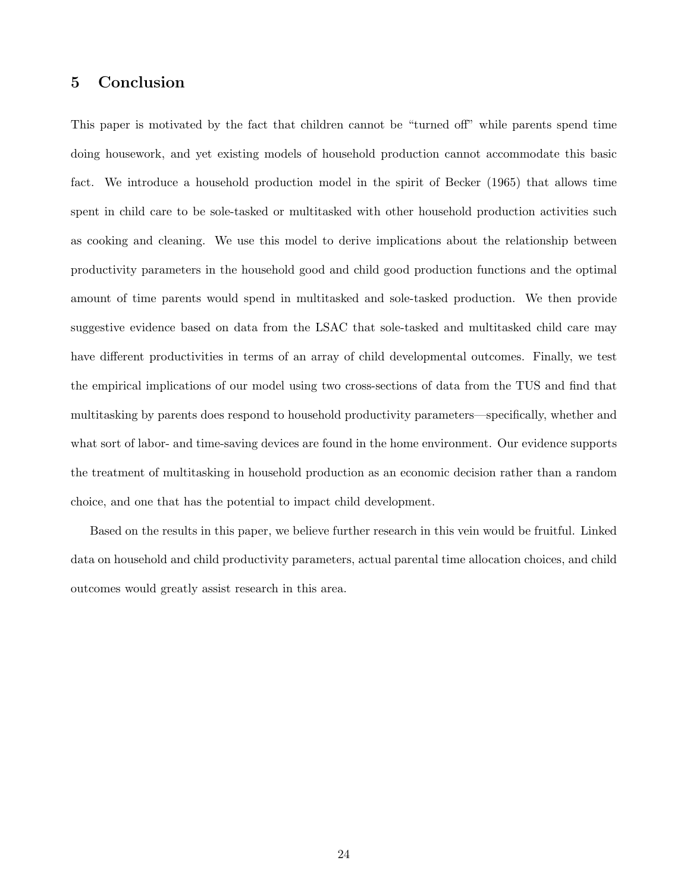## 5 Conclusion

This paper is motivated by the fact that children cannot be "turned off" while parents spend time doing housework, and yet existing models of household production cannot accommodate this basic fact. We introduce a household production model in the spirit of Becker (1965) that allows time spent in child care to be sole-tasked or multitasked with other household production activities such as cooking and cleaning. We use this model to derive implications about the relationship between productivity parameters in the household good and child good production functions and the optimal amount of time parents would spend in multitasked and sole-tasked production. We then provide suggestive evidence based on data from the LSAC that sole-tasked and multitasked child care may have different productivities in terms of an array of child developmental outcomes. Finally, we test the empirical implications of our model using two cross-sections of data from the TUS and find that multitasking by parents does respond to household productivity parameters—specifically, whether and what sort of labor- and time-saving devices are found in the home environment. Our evidence supports the treatment of multitasking in household production as an economic decision rather than a random choice, and one that has the potential to impact child development.

Based on the results in this paper, we believe further research in this vein would be fruitful. Linked data on household and child productivity parameters, actual parental time allocation choices, and child outcomes would greatly assist research in this area.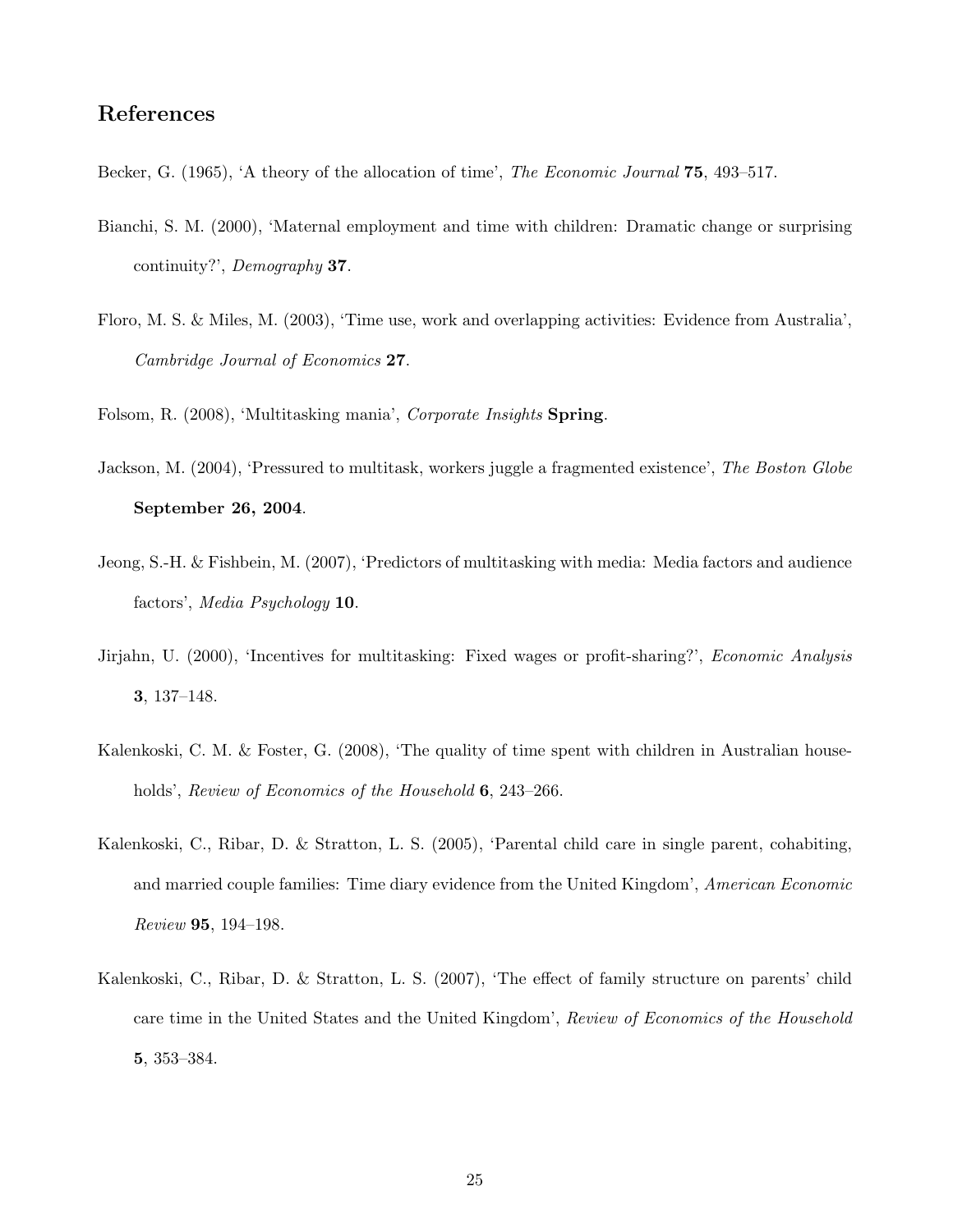## References

Becker, G. (1965), 'A theory of the allocation of time', *The Economic Journal* **75**, 493–517.

Bianchi, S. M. (2000), 'Maternal employment and time with children: Dramatic change or surprising continuity?', *Demography* **37**.

Floro, M. S. & Miles, M. (2003), 'Time use, work and overlapping activities: Evidence from Australia', *Cambridge Journal of Economics* **27**.

Folsom, R. (2008), 'Multitasking mania', *Corporate Insights* **Spring**.

Jackson, M. (2004), 'Pressured to multitask, workers juggle a fragmented existence', *The Boston Globe* **September 26, 2004**.

Jeong, S.-H. & Fishbein, M. (2007), 'Predictors of multitasking with media: Media factors and audience factors', *Media Psychology* **10**.

Jirjahn, U. (2000), 'Incentives for multitasking: Fixed wages or profit-sharing?', *Economic Analysis* **3**, 137–148.

Kalenkoski, C. M. & Foster, G. (2008), 'The quality of time spent with children in Australian households', *Review of Economics of the Household* **6**, 243–266.

Kalenkoski, C., Ribar, D. & Stratton, L. S. (2005), 'Parental child care in single parent, cohabiting, and married couple families: Time diary evidence from the United Kingdom', *American Economic Review* **95**, 194–198.

Kalenkoski, C., Ribar, D. & Stratton, L. S. (2007), 'The effect of family structure on parents' child care time in the United States and the United Kingdom', *Review of Economics of the Household* **5**, 353–384.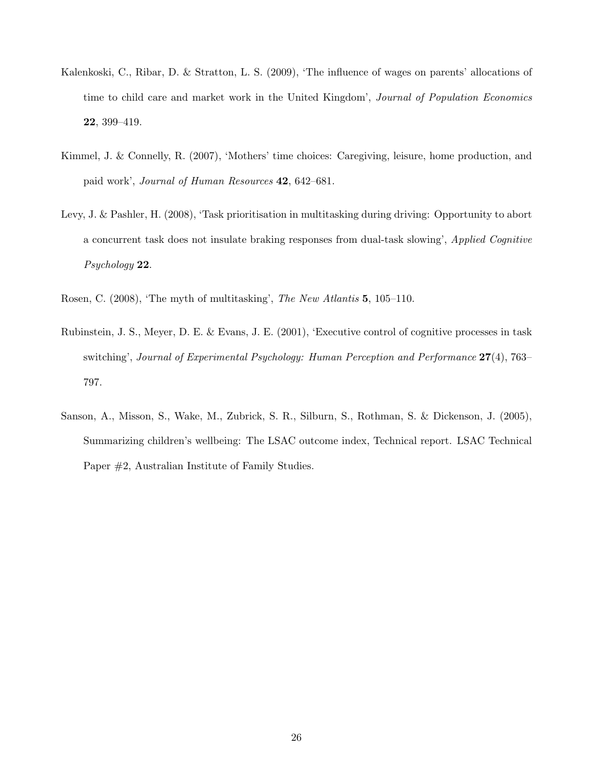Kalenkoski, C., Ribar, D. & Stratton, L. S. (2009), 'The influence of wages on parents' allocations of time to child care and market work in the United Kingdom', *Journal of Population Economics* **22**, 399–419.

Kimmel, J. & Connelly, R. (2007), 'Mothers' time choices: Caregiving, leisure, home production, and paid work', *Journal of Human Resources* **42**, 642–681.

Levy, J. & Pashler, H. (2008), 'Task prioritisation in multitasking during driving: Opportunity to abort a concurrent task does not insulate braking responses from dual-task slowing', *Applied Cognitive Psychology* **22**.

Rosen, C. (2008), 'The myth of multitasking', *The New Atlantis* **5**, 105–110.

Rubinstein, J. S., Meyer, D. E. & Evans, J. E. (2001), 'Executive control of cognitive processes in task switching', *Journal of Experimental Psychology: Human Perception and Performance* **27**(4), 763–797.

Sanson, A., Misson, S., Wake, M., Zubrick, S. R., Silburn, S., Rothman, S. & Dickenson, J. (2005), Summarizing children's wellbeing: The LSAC outcome index, Technical report. LSAC Technical Paper #2, Australian Institute of Family Studies.